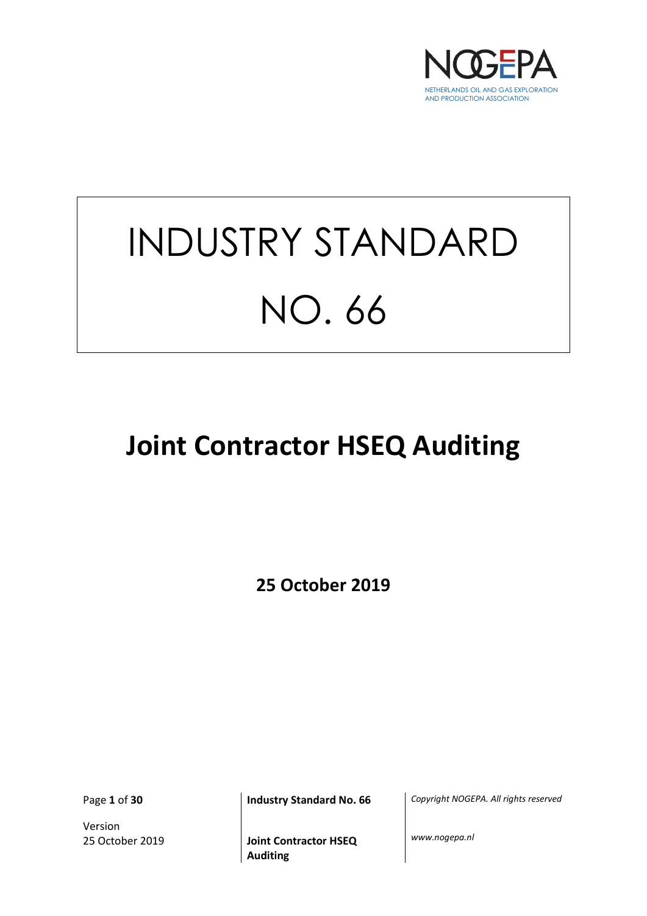NOGEPA

NETHERLANDS OIL AND GAS EXPLORATION AND PRODUCTION ASSOCIATION

# INDUSTRY STANDARD NO. 66

# Joint Contractor HSEQ Auditing

**25 October 2019**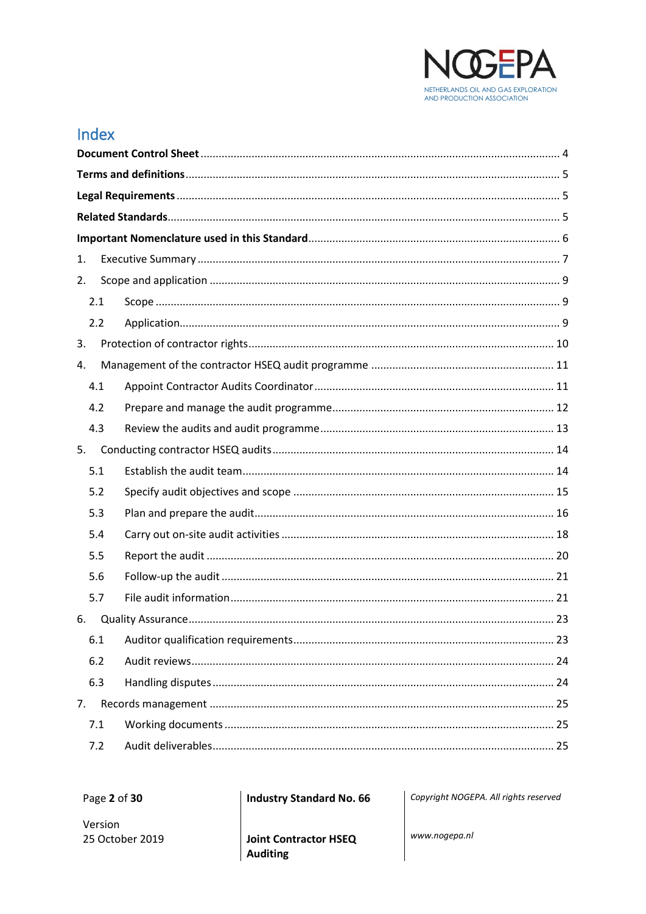# Index

**Document Control Sheet** ...................................................................................................... 4

**Terms and definitions** ........................................................................................................... 5

**Legal Requirements** .............................................................................................................. 5

**Related Standards**................................................................................................................. 5

**Important Nomenclature used in this Standard** .................................................................. 6

1. Executive Summary ....................................................................................................... 7

2. Scope and application .................................................................................................. 9

   2.1 Scope ..................................................................................................................... 9

   2.2 Application............................................................................................................. 9

3. Protection of contractor rights.................................................................................... 10

4. Management of the contractor HSEQ audit programme ............................................ 11

   4.1 Appoint Contractor Audits Coordinator ............................................................... 11

   4.2 Prepare and manage the audit programme......................................................... 12

   4.3 Review the audits and audit programme ............................................................ 13

5. Conducting contractor HSEQ audits............................................................................ 14

   5.1 Establish the audit team...................................................................................... 14

   5.2 Specify audit objectives and scope ..................................................................... 15

   5.3 Plan and prepare the audit.................................................................................. 16

   5.4 Carry out on-site audit activities ......................................................................... 18

   5.5 Report the audit .................................................................................................. 20

   5.6 Follow-up the audit ............................................................................................. 21

   5.7 File audit information.......................................................................................... 21

6. Quality Assurance........................................................................................................ 23

   6.1 Auditor qualification requirements..................................................................... 23

   6.2 Audit reviews....................................................................................................... 24

   6.3 Handling disputes ................................................................................................ 24

7. Records management ................................................................................................. 25

   7.1 Working documents ............................................................................................ 25

   7.2 Audit deliverables................................................................................................ 25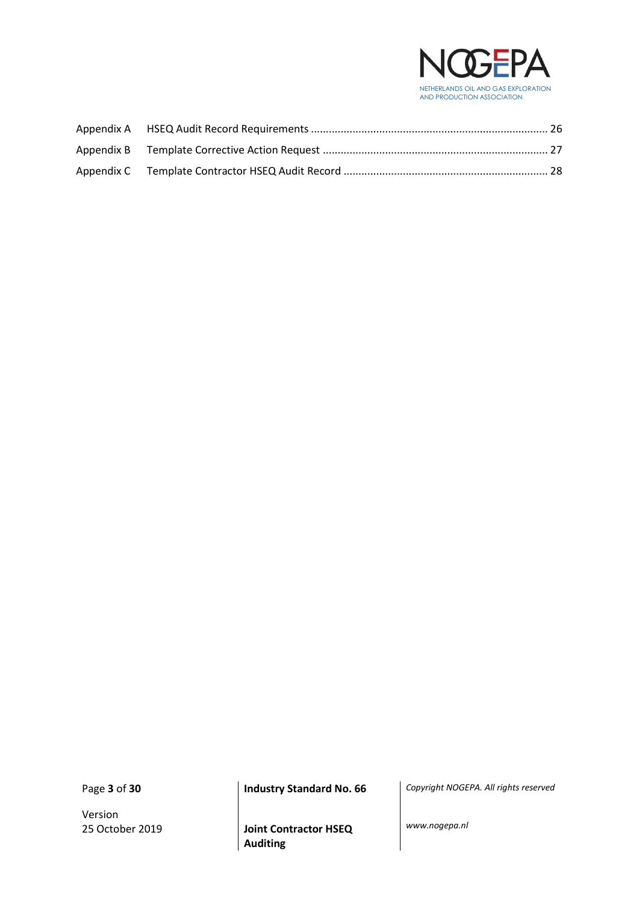Appendix A HSEQ Audit Record Requirements ............................................................................... 26

Appendix B Template Corrective Action Request ........................................................................... 27

Appendix C Template Contractor HSEQ Audit Record .................................................................... 28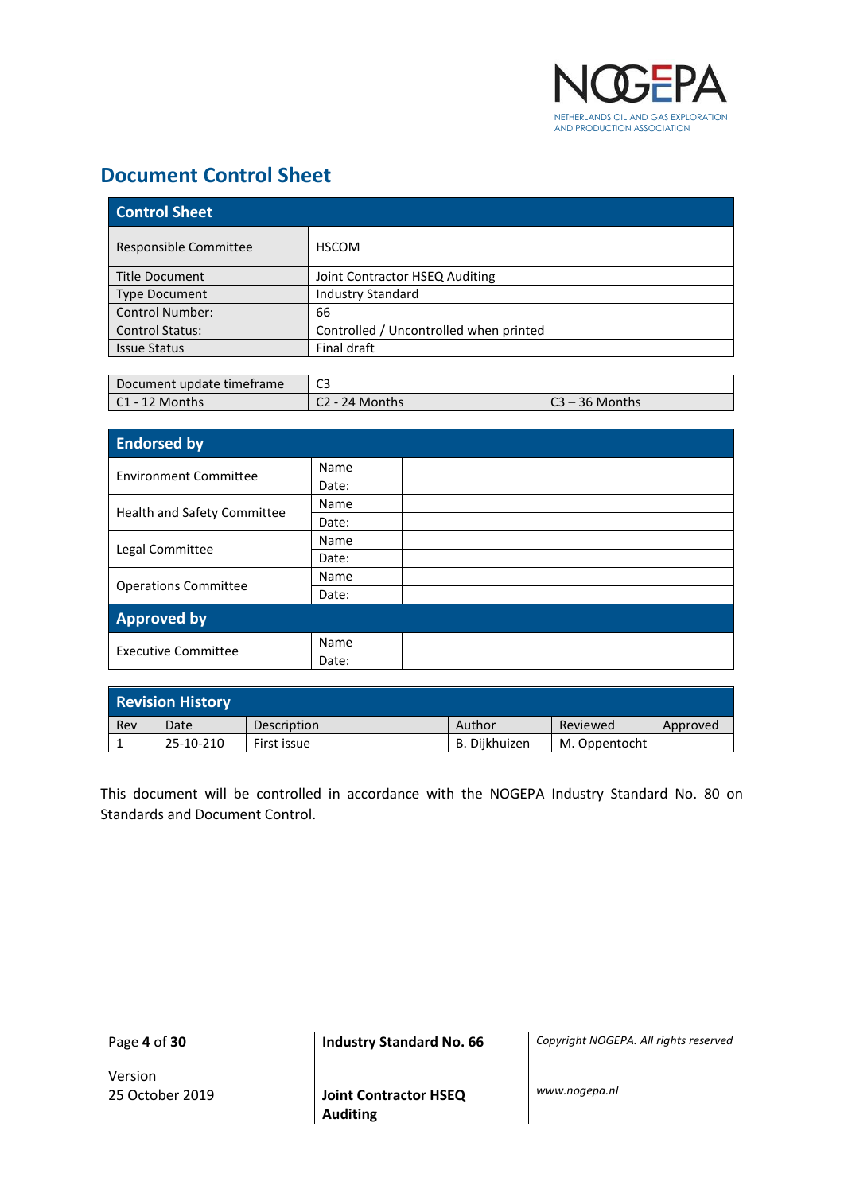## Document Control Sheet

| Control Sheet | |
|---|---|
| Responsible Committee | HSCOM |
| Title Document | Joint Contractor HSEQ Auditing |
| Type Document | Industry Standard |
| Control Number: | 66 |
| Control Status: | Controlled / Uncontrolled when printed |
| Issue Status | Final draft |

| Document update timeframe | C3 | |
|---|---|---|
| C1 - 12 Months | C2 - 24 Months | C3 – 36 Months |

| Endorsed by | | |
|---|---|---|
| Environment Committee | Name | |
| | Date: | |
| Health and Safety Committee | Name | |
| | Date: | |
| Legal Committee | Name | |
| | Date: | |
| Operations Committee | Name | |
| | Date: | |
| **Approved by** | | |
| Executive Committee | Name | |
| | Date: | |

| Revision History | | | | | |
|---|---|---|---|---|---|
| Rev | Date | Description | Author | Reviewed | Approved |
| 1 | 25-10-210 | First issue | B. Dijkhuizen | M. Oppentocht | |

This document will be controlled in accordance with the NOGEPA Industry Standard No. 80 on Standards and Document Control.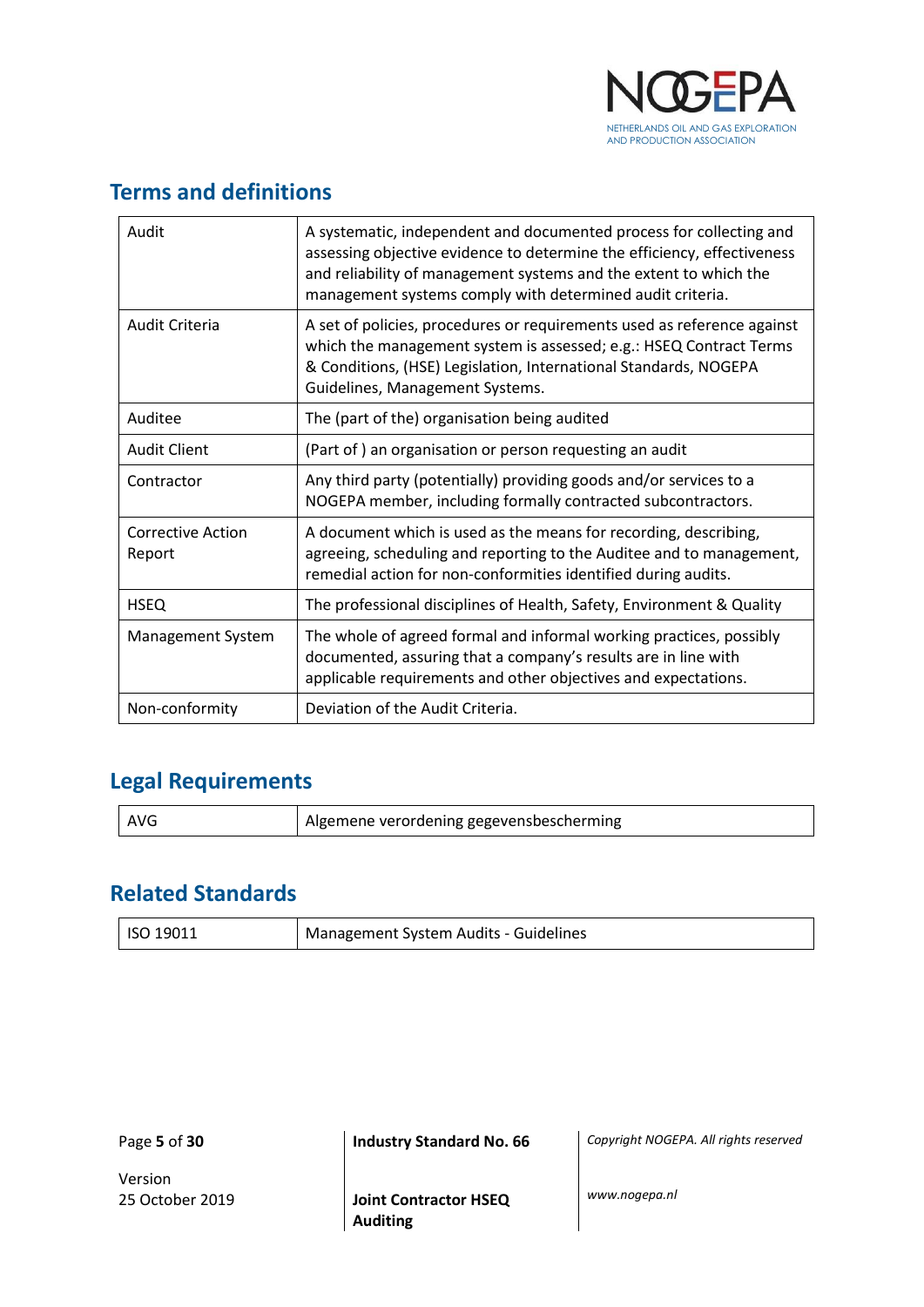## Terms and definitions

| | |
|---|---|
| Audit | A systematic, independent and documented process for collecting and assessing objective evidence to determine the efficiency, effectiveness and reliability of management systems and the extent to which the management systems comply with determined audit criteria. |
| Audit Criteria | A set of policies, procedures or requirements used as reference against which the management system is assessed; e.g.: HSEQ Contract Terms & Conditions, (HSE) Legislation, International Standards, NOGEPA Guidelines, Management Systems. |
| Auditee | The (part of the) organisation being audited |
| Audit Client | (Part of ) an organisation or person requesting an audit |
| Contractor | Any third party (potentially) providing goods and/or services to a NOGEPA member, including formally contracted subcontractors. |
| Corrective Action Report | A document which is used as the means for recording, describing, agreeing, scheduling and reporting to the Auditee and to management, remedial action for non-conformities identified during audits. |
| HSEQ | The professional disciplines of Health, Safety, Environment & Quality |
| Management System | The whole of agreed formal and informal working practices, possibly documented, assuring that a company's results are in line with applicable requirements and other objectives and expectations. |
| Non-conformity | Deviation of the Audit Criteria. |

## Legal Requirements

| | |
|---|---|
| AVG | Algemene verordening gegevensbescherming |

## Related Standards

| | |
|---|---|
| ISO 19011 | Management System Audits - Guidelines |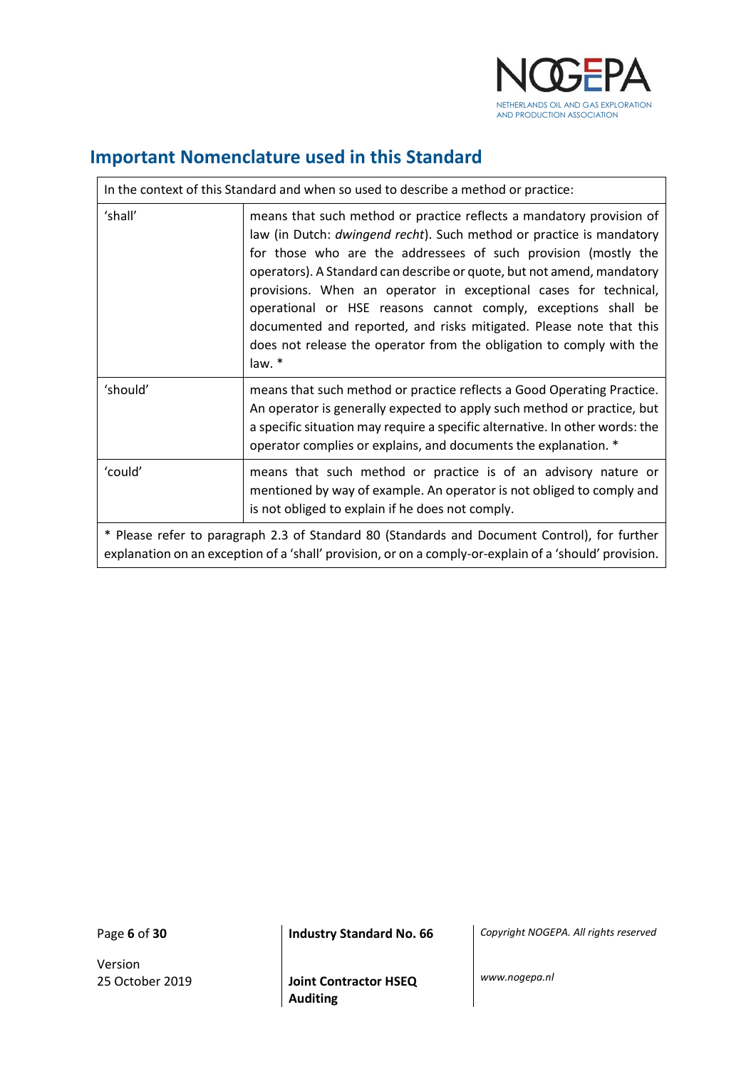## Important Nomenclature used in this Standard

| In the context of this Standard and when so used to describe a method or practice: | |
|---|---|
| 'shall' | means that such method or practice reflects a mandatory provision of law (in Dutch: *dwingend recht*). Such method or practice is mandatory for those who are the addressees of such provision (mostly the operators). A Standard can describe or quote, but not amend, mandatory provisions. When an operator in exceptional cases for technical, operational or HSE reasons cannot comply, exceptions shall be documented and reported, and risks mitigated. Please note that this does not release the operator from the obligation to comply with the law. * |
| 'should' | means that such method or practice reflects a Good Operating Practice. An operator is generally expected to apply such method or practice, but a specific situation may require a specific alternative. In other words: the operator complies or explains, and documents the explanation. * |
| 'could' | means that such method or practice is of an advisory nature or mentioned by way of example. An operator is not obliged to comply and is not obliged to explain if he does not comply. |
| * Please refer to paragraph 2.3 of Standard 80 (Standards and Document Control), for further explanation on an exception of a 'shall' provision, or on a comply-or-explain of a 'should' provision. | |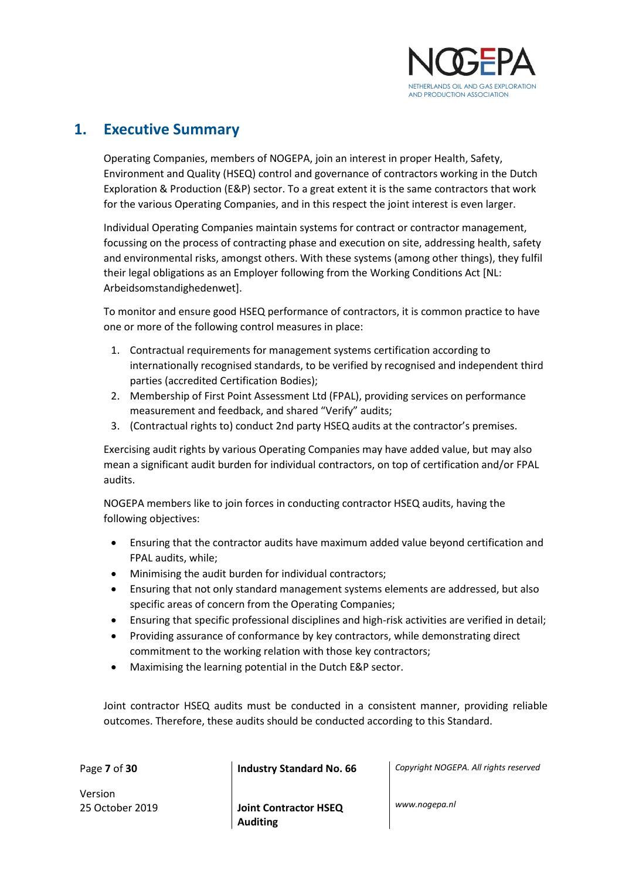# 1. Executive Summary

Operating Companies, members of NOGEPA, join an interest in proper Health, Safety, Environment and Quality (HSEQ) control and governance of contractors working in the Dutch Exploration & Production (E&P) sector. To a great extent it is the same contractors that work for the various Operating Companies, and in this respect the joint interest is even larger.

Individual Operating Companies maintain systems for contract or contractor management, focussing on the process of contracting phase and execution on site, addressing health, safety and environmental risks, amongst others. With these systems (among other things), they fulfil their legal obligations as an Employer following from the Working Conditions Act [NL: Arbeidsomstandighedenwet].

To monitor and ensure good HSEQ performance of contractors, it is common practice to have one or more of the following control measures in place:

1. Contractual requirements for management systems certification according to internationally recognised standards, to be verified by recognised and independent third parties (accredited Certification Bodies);
2. Membership of First Point Assessment Ltd (FPAL), providing services on performance measurement and feedback, and shared "Verify" audits;
3. (Contractual rights to) conduct 2nd party HSEQ audits at the contractor's premises.

Exercising audit rights by various Operating Companies may have added value, but may also mean a significant audit burden for individual contractors, on top of certification and/or FPAL audits.

NOGEPA members like to join forces in conducting contractor HSEQ audits, having the following objectives:

- Ensuring that the contractor audits have maximum added value beyond certification and FPAL audits, while;
- Minimising the audit burden for individual contractors;
- Ensuring that not only standard management systems elements are addressed, but also specific areas of concern from the Operating Companies;
- Ensuring that specific professional disciplines and high-risk activities are verified in detail;
- Providing assurance of conformance by key contractors, while demonstrating direct commitment to the working relation with those key contractors;
- Maximising the learning potential in the Dutch E&P sector.

Joint contractor HSEQ audits must be conducted in a consistent manner, providing reliable outcomes. Therefore, these audits should be conducted according to this Standard.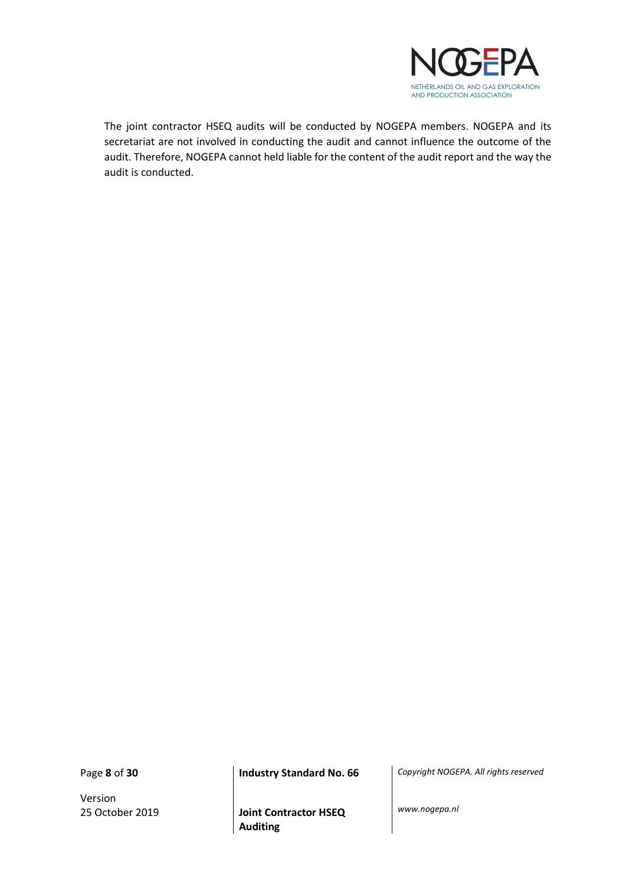The joint contractor HSEQ audits will be conducted by NOGEPA members. NOGEPA and its secretariat are not involved in conducting the audit and cannot influence the outcome of the audit. Therefore, NOGEPA cannot held liable for the content of the audit report and the way the audit is conducted.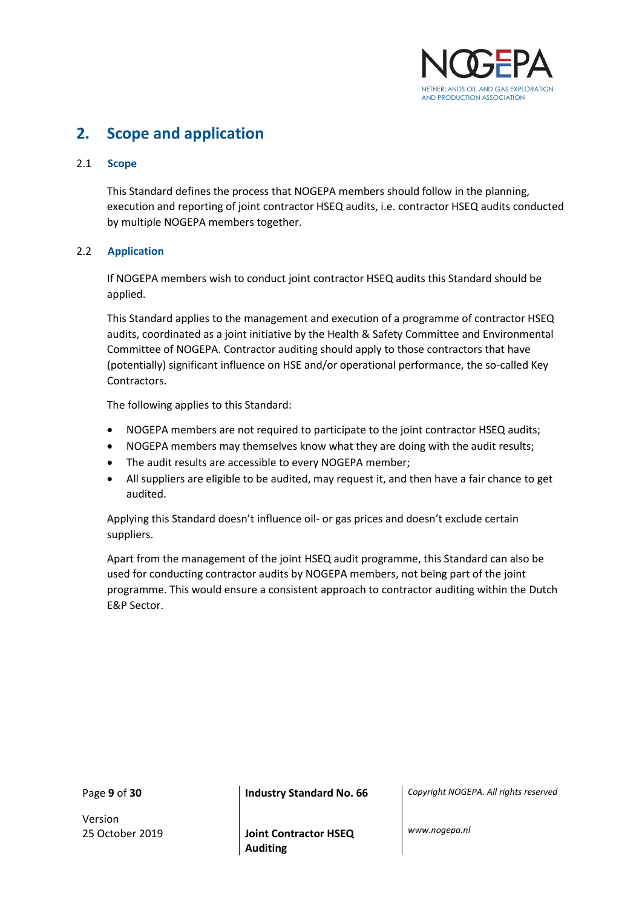# 2. Scope and application

## 2.1 Scope

This Standard defines the process that NOGEPA members should follow in the planning, execution and reporting of joint contractor HSEQ audits, i.e. contractor HSEQ audits conducted by multiple NOGEPA members together.

## 2.2 Application

If NOGEPA members wish to conduct joint contractor HSEQ audits this Standard should be applied.

This Standard applies to the management and execution of a programme of contractor HSEQ audits, coordinated as a joint initiative by the Health & Safety Committee and Environmental Committee of NOGEPA. Contractor auditing should apply to those contractors that have (potentially) significant influence on HSE and/or operational performance, the so-called Key Contractors.

The following applies to this Standard:

- NOGEPA members are not required to participate to the joint contractor HSEQ audits;
- NOGEPA members may themselves know what they are doing with the audit results;
- The audit results are accessible to every NOGEPA member;
- All suppliers are eligible to be audited, may request it, and then have a fair chance to get audited.

Applying this Standard doesn't influence oil- or gas prices and doesn't exclude certain suppliers.

Apart from the management of the joint HSEQ audit programme, this Standard can also be used for conducting contractor audits by NOGEPA members, not being part of the joint programme. This would ensure a consistent approach to contractor auditing within the Dutch E&P Sector.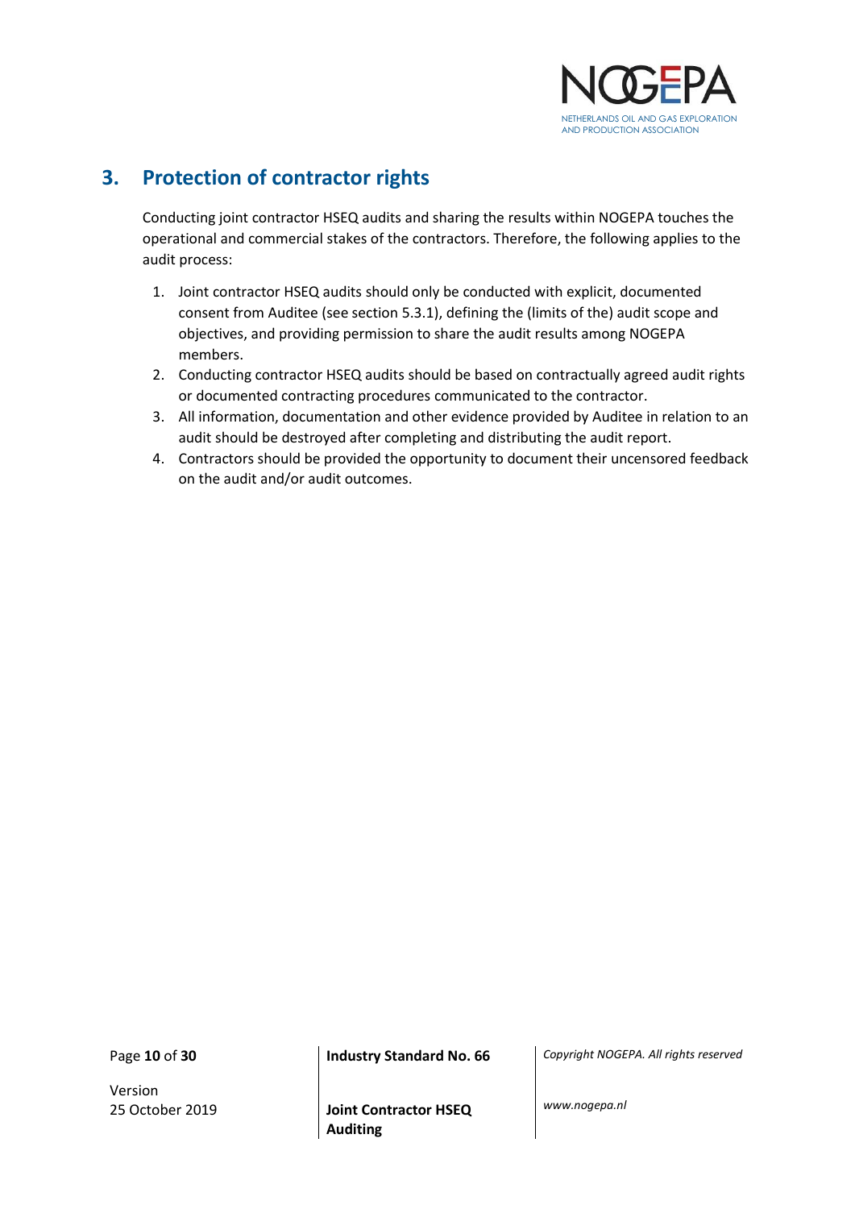## 3. Protection of contractor rights

Conducting joint contractor HSEQ audits and sharing the results within NOGEPA touches the operational and commercial stakes of the contractors. Therefore, the following applies to the audit process:

1. Joint contractor HSEQ audits should only be conducted with explicit, documented consent from Auditee (see section 5.3.1), defining the (limits of the) audit scope and objectives, and providing permission to share the audit results among NOGEPA members.
2. Conducting contractor HSEQ audits should be based on contractually agreed audit rights or documented contracting procedures communicated to the contractor.
3. All information, documentation and other evidence provided by Auditee in relation to an audit should be destroyed after completing and distributing the audit report.
4. Contractors should be provided the opportunity to document their uncensored feedback on the audit and/or audit outcomes.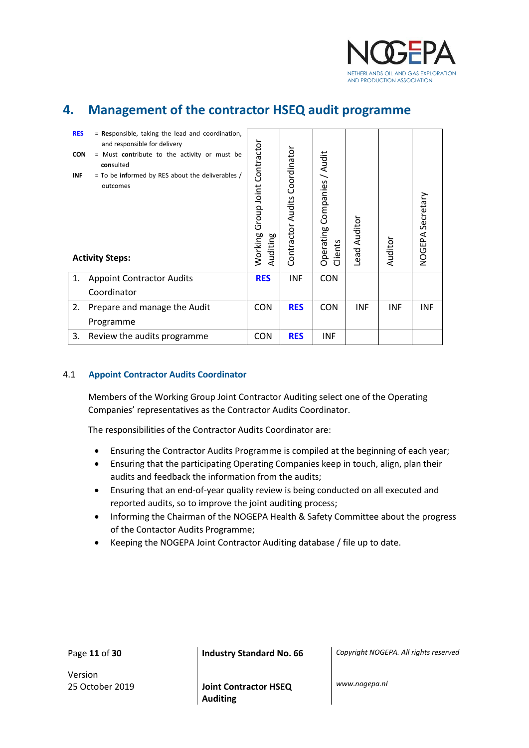## 4. Management of the contractor HSEQ audit programme

**RES** = **Res**ponsible, taking the lead and coordination, and responsible for delivery
**CON** = Must **con**tribute to the activity or must be **con**sulted
**INF** = To be **inf**ormed by RES about the deliverables / outcomes

| Activity Steps: | Working Group Joint Contractor Auditing | Contractor Audits Coordinator | Operating Companies / Audit Clients | Lead Auditor | Auditor | NOGEPA Secretary |
|---|---|---|---|---|---|---|
| 1. Appoint Contractor Audits Coordinator | **RES** | INF | CON | | | |
| 2. Prepare and manage the Audit Programme | CON | **RES** | CON | INF | INF | INF |
| 3. Review the audits programme | CON | **RES** | INF | | | |

### 4.1 Appoint Contractor Audits Coordinator

Members of the Working Group Joint Contractor Auditing select one of the Operating Companies' representatives as the Contractor Audits Coordinator.

The responsibilities of the Contractor Audits Coordinator are:

- Ensuring the Contractor Audits Programme is compiled at the beginning of each year;
- Ensuring that the participating Operating Companies keep in touch, align, plan their audits and feedback the information from the audits;
- Ensuring that an end-of-year quality review is being conducted on all executed and reported audits, so to improve the joint auditing process;
- Informing the Chairman of the NOGEPA Health & Safety Committee about the progress of the Contactor Audits Programme;
- Keeping the NOGEPA Joint Contractor Auditing database / file up to date.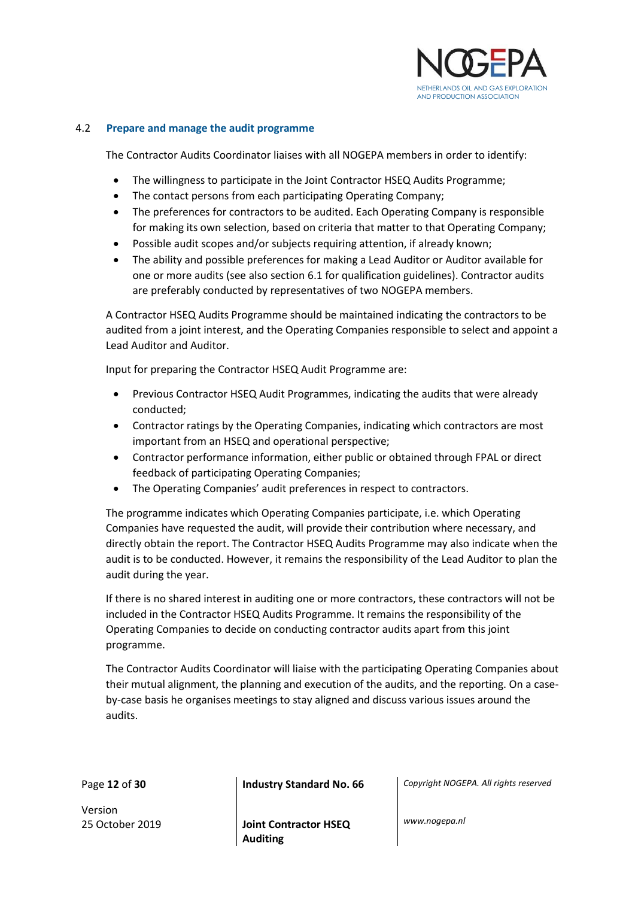### 4.2 Prepare and manage the audit programme

The Contractor Audits Coordinator liaises with all NOGEPA members in order to identify:

- The willingness to participate in the Joint Contractor HSEQ Audits Programme;
- The contact persons from each participating Operating Company;
- The preferences for contractors to be audited. Each Operating Company is responsible for making its own selection, based on criteria that matter to that Operating Company;
- Possible audit scopes and/or subjects requiring attention, if already known;
- The ability and possible preferences for making a Lead Auditor or Auditor available for one or more audits (see also section 6.1 for qualification guidelines). Contractor audits are preferably conducted by representatives of two NOGEPA members.

A Contractor HSEQ Audits Programme should be maintained indicating the contractors to be audited from a joint interest, and the Operating Companies responsible to select and appoint a Lead Auditor and Auditor.

Input for preparing the Contractor HSEQ Audit Programme are:

- Previous Contractor HSEQ Audit Programmes, indicating the audits that were already conducted;
- Contractor ratings by the Operating Companies, indicating which contractors are most important from an HSEQ and operational perspective;
- Contractor performance information, either public or obtained through FPAL or direct feedback of participating Operating Companies;
- The Operating Companies' audit preferences in respect to contractors.

The programme indicates which Operating Companies participate, i.e. which Operating Companies have requested the audit, will provide their contribution where necessary, and directly obtain the report. The Contractor HSEQ Audits Programme may also indicate when the audit is to be conducted. However, it remains the responsibility of the Lead Auditor to plan the audit during the year.

If there is no shared interest in auditing one or more contractors, these contractors will not be included in the Contractor HSEQ Audits Programme. It remains the responsibility of the Operating Companies to decide on conducting contractor audits apart from this joint programme.

The Contractor Audits Coordinator will liaise with the participating Operating Companies about their mutual alignment, the planning and execution of the audits, and the reporting. On a case-by-case basis he organises meetings to stay aligned and discuss various issues around the audits.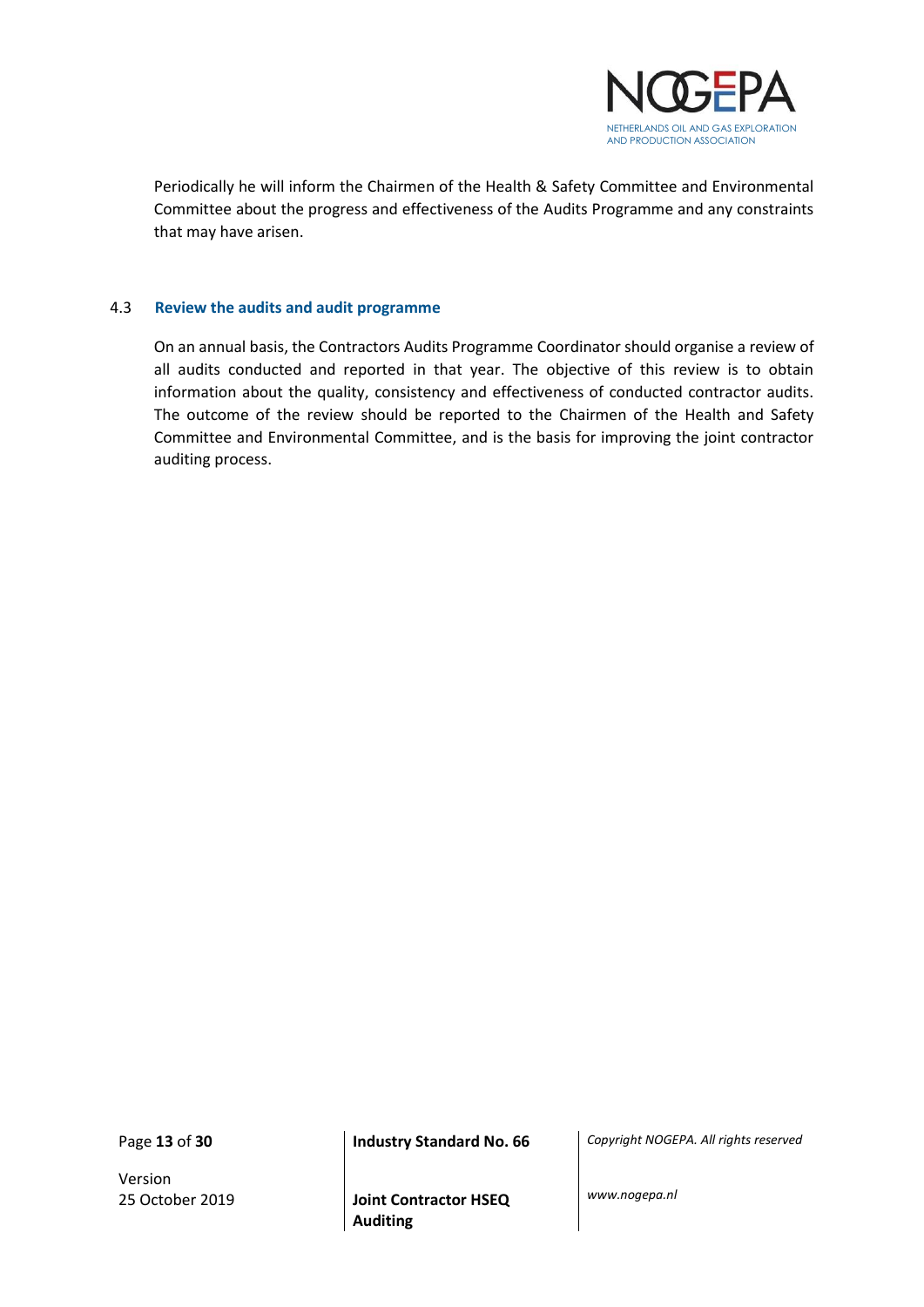Periodically he will inform the Chairmen of the Health & Safety Committee and Environmental Committee about the progress and effectiveness of the Audits Programme and any constraints that may have arisen.

### 4.3 Review the audits and audit programme

On an annual basis, the Contractors Audits Programme Coordinator should organise a review of all audits conducted and reported in that year. The objective of this review is to obtain information about the quality, consistency and effectiveness of conducted contractor audits. The outcome of the review should be reported to the Chairmen of the Health and Safety Committee and Environmental Committee, and is the basis for improving the joint contractor auditing process.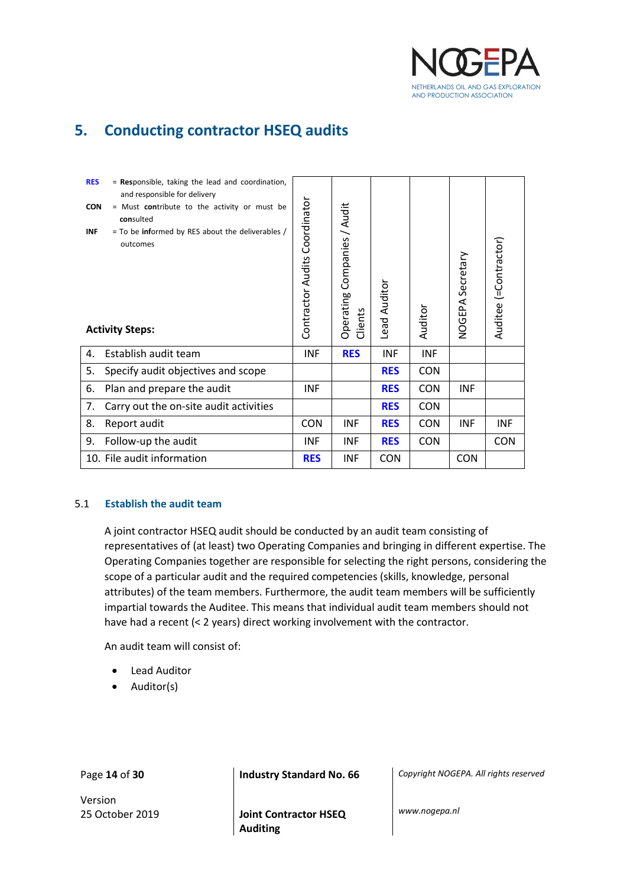# 5. Conducting contractor HSEQ audits

**RES** = **Res**ponsible, taking the lead and coordination, and responsible for delivery
**CON** = Must **con**tribute to the activity or must be **con**sulted
**INF** = To be **inf**ormed by RES about the deliverables / outcomes

| Activity Steps: | Contractor Audits Coordinator | Operating Companies / Audit Clients | Lead Auditor | Auditor | NOGEPA Secretary | Auditee (=Contractor) |
|---|---|---|---|---|---|---|
| 4. Establish audit team | INF | **RES** | INF | INF | | |
| 5. Specify audit objectives and scope | | | **RES** | CON | | |
| 6. Plan and prepare the audit | INF | | **RES** | CON | INF | |
| 7. Carry out the on-site audit activities | | | **RES** | CON | | |
| 8. Report audit | CON | INF | **RES** | CON | INF | INF |
| 9. Follow-up the audit | INF | INF | **RES** | CON | | CON |
| 10. File audit information | **RES** | INF | CON | | CON | |

## 5.1 Establish the audit team

A joint contractor HSEQ audit should be conducted by an audit team consisting of representatives of (at least) two Operating Companies and bringing in different expertise. The Operating Companies together are responsible for selecting the right persons, considering the scope of a particular audit and the required competencies (skills, knowledge, personal attributes) of the team members. Furthermore, the audit team members will be sufficiently impartial towards the Auditee. This means that individual audit team members should not have had a recent (< 2 years) direct working involvement with the contractor.

An audit team will consist of:

- Lead Auditor
- Auditor(s)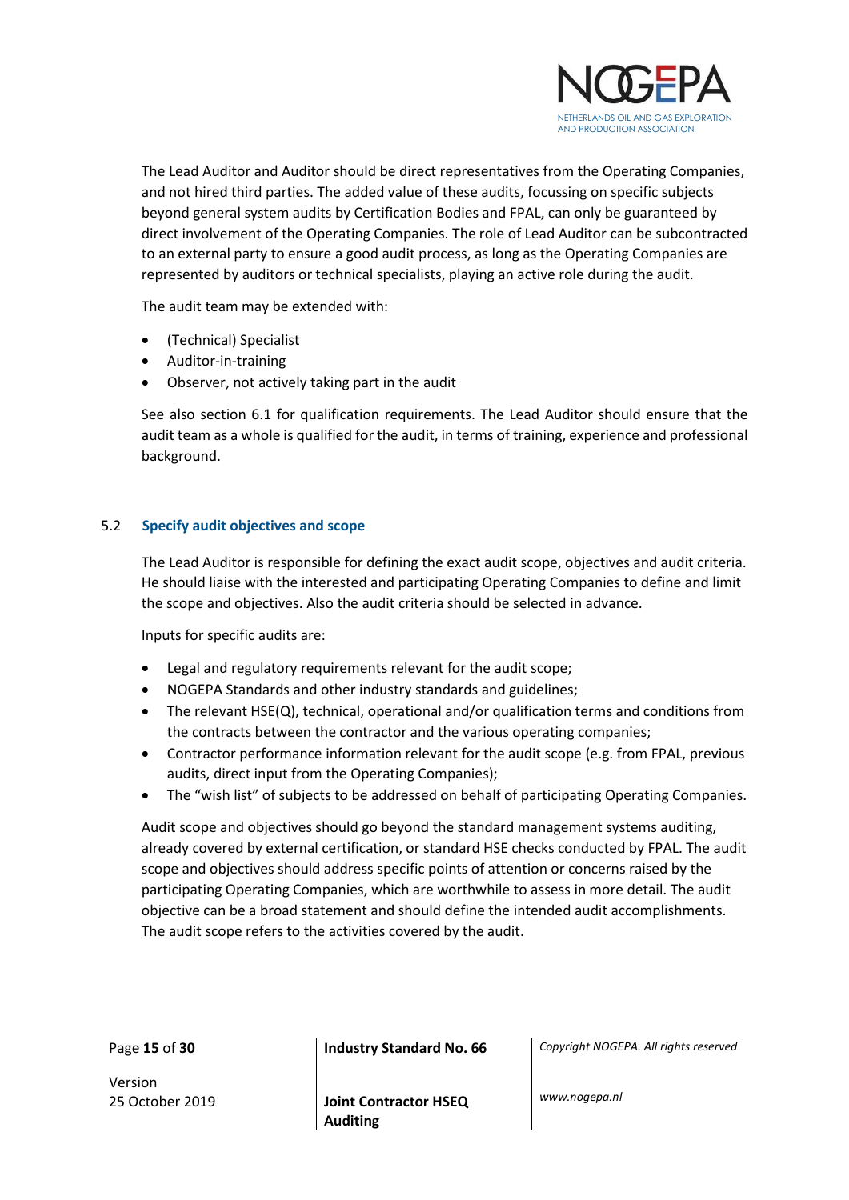The Lead Auditor and Auditor should be direct representatives from the Operating Companies, and not hired third parties. The added value of these audits, focussing on specific subjects beyond general system audits by Certification Bodies and FPAL, can only be guaranteed by direct involvement of the Operating Companies. The role of Lead Auditor can be subcontracted to an external party to ensure a good audit process, as long as the Operating Companies are represented by auditors or technical specialists, playing an active role during the audit.

The audit team may be extended with:

- (Technical) Specialist
- Auditor-in-training
- Observer, not actively taking part in the audit

See also section 6.1 for qualification requirements. The Lead Auditor should ensure that the audit team as a whole is qualified for the audit, in terms of training, experience and professional background.

## 5.2 Specify audit objectives and scope

The Lead Auditor is responsible for defining the exact audit scope, objectives and audit criteria. He should liaise with the interested and participating Operating Companies to define and limit the scope and objectives. Also the audit criteria should be selected in advance.

Inputs for specific audits are:

- Legal and regulatory requirements relevant for the audit scope;
- NOGEPA Standards and other industry standards and guidelines;
- The relevant HSE(Q), technical, operational and/or qualification terms and conditions from the contracts between the contractor and the various operating companies;
- Contractor performance information relevant for the audit scope (e.g. from FPAL, previous audits, direct input from the Operating Companies);
- The "wish list" of subjects to be addressed on behalf of participating Operating Companies.

Audit scope and objectives should go beyond the standard management systems auditing, already covered by external certification, or standard HSE checks conducted by FPAL. The audit scope and objectives should address specific points of attention or concerns raised by the participating Operating Companies, which are worthwhile to assess in more detail. The audit objective can be a broad statement and should define the intended audit accomplishments. The audit scope refers to the activities covered by the audit.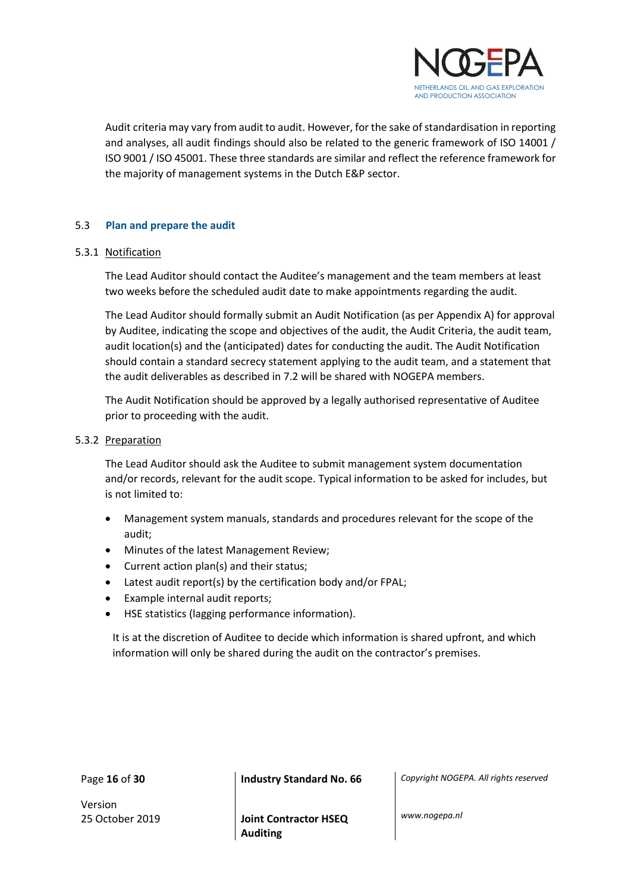Audit criteria may vary from audit to audit. However, for the sake of standardisation in reporting and analyses, all audit findings should also be related to the generic framework of ISO 14001 / ISO 9001 / ISO 45001. These three standards are similar and reflect the reference framework for the majority of management systems in the Dutch E&P sector.

## 5.3 Plan and prepare the audit

### 5.3.1 Notification

The Lead Auditor should contact the Auditee's management and the team members at least two weeks before the scheduled audit date to make appointments regarding the audit.

The Lead Auditor should formally submit an Audit Notification (as per Appendix A) for approval by Auditee, indicating the scope and objectives of the audit, the Audit Criteria, the audit team, audit location(s) and the (anticipated) dates for conducting the audit. The Audit Notification should contain a standard secrecy statement applying to the audit team, and a statement that the audit deliverables as described in 7.2 will be shared with NOGEPA members.

The Audit Notification should be approved by a legally authorised representative of Auditee prior to proceeding with the audit.

### 5.3.2 Preparation

The Lead Auditor should ask the Auditee to submit management system documentation and/or records, relevant for the audit scope. Typical information to be asked for includes, but is not limited to:

- Management system manuals, standards and procedures relevant for the scope of the audit;
- Minutes of the latest Management Review;
- Current action plan(s) and their status;
- Latest audit report(s) by the certification body and/or FPAL;
- Example internal audit reports;
- HSE statistics (lagging performance information).

It is at the discretion of Auditee to decide which information is shared upfront, and which information will only be shared during the audit on the contractor's premises.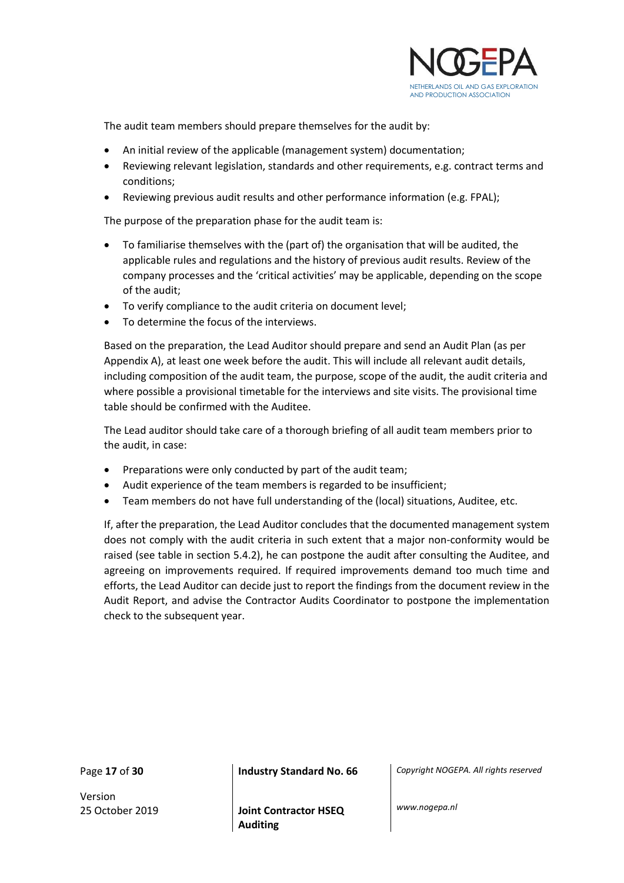The audit team members should prepare themselves for the audit by:

- An initial review of the applicable (management system) documentation;
- Reviewing relevant legislation, standards and other requirements, e.g. contract terms and conditions;
- Reviewing previous audit results and other performance information (e.g. FPAL);

The purpose of the preparation phase for the audit team is:

- To familiarise themselves with the (part of) the organisation that will be audited, the applicable rules and regulations and the history of previous audit results. Review of the company processes and the 'critical activities' may be applicable, depending on the scope of the audit;
- To verify compliance to the audit criteria on document level;
- To determine the focus of the interviews.

Based on the preparation, the Lead Auditor should prepare and send an Audit Plan (as per Appendix A), at least one week before the audit. This will include all relevant audit details, including composition of the audit team, the purpose, scope of the audit, the audit criteria and where possible a provisional timetable for the interviews and site visits. The provisional time table should be confirmed with the Auditee.

The Lead auditor should take care of a thorough briefing of all audit team members prior to the audit, in case:

- Preparations were only conducted by part of the audit team;
- Audit experience of the team members is regarded to be insufficient;
- Team members do not have full understanding of the (local) situations, Auditee, etc.

If, after the preparation, the Lead Auditor concludes that the documented management system does not comply with the audit criteria in such extent that a major non-conformity would be raised (see table in section 5.4.2), he can postpone the audit after consulting the Auditee, and agreeing on improvements required. If required improvements demand too much time and efforts, the Lead Auditor can decide just to report the findings from the document review in the Audit Report, and advise the Contractor Audits Coordinator to postpone the implementation check to the subsequent year.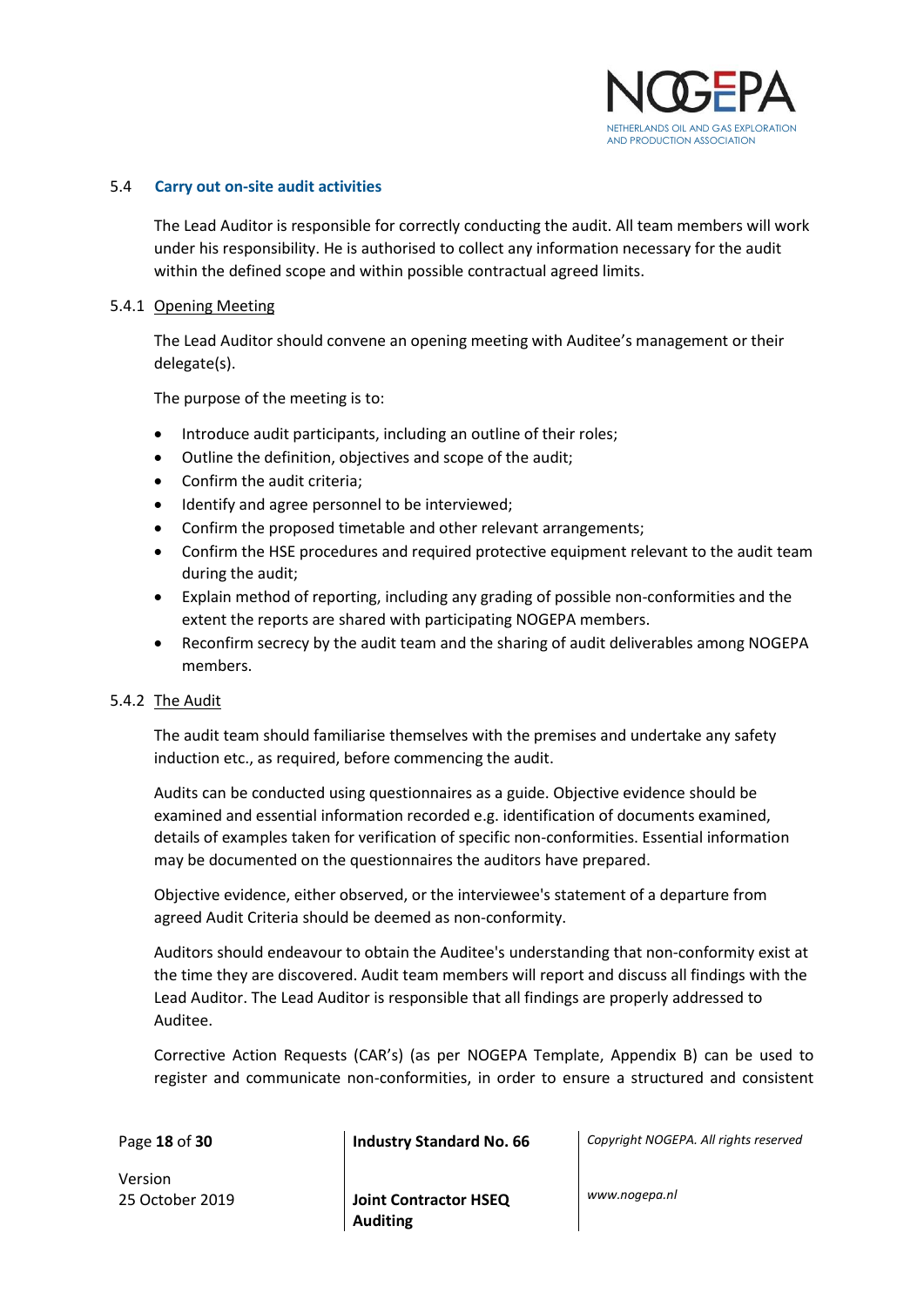### 5.4 Carry out on-site audit activities

The Lead Auditor is responsible for correctly conducting the audit. All team members will work under his responsibility. He is authorised to collect any information necessary for the audit within the defined scope and within possible contractual agreed limits.

#### 5.4.1 Opening Meeting

The Lead Auditor should convene an opening meeting with Auditee's management or their delegate(s).

The purpose of the meeting is to:

- Introduce audit participants, including an outline of their roles;
- Outline the definition, objectives and scope of the audit;
- Confirm the audit criteria;
- Identify and agree personnel to be interviewed;
- Confirm the proposed timetable and other relevant arrangements;
- Confirm the HSE procedures and required protective equipment relevant to the audit team during the audit;
- Explain method of reporting, including any grading of possible non-conformities and the extent the reports are shared with participating NOGEPA members.
- Reconfirm secrecy by the audit team and the sharing of audit deliverables among NOGEPA members.

#### 5.4.2 The Audit

The audit team should familiarise themselves with the premises and undertake any safety induction etc., as required, before commencing the audit.

Audits can be conducted using questionnaires as a guide. Objective evidence should be examined and essential information recorded e.g. identification of documents examined, details of examples taken for verification of specific non-conformities. Essential information may be documented on the questionnaires the auditors have prepared.

Objective evidence, either observed, or the interviewee's statement of a departure from agreed Audit Criteria should be deemed as non-conformity.

Auditors should endeavour to obtain the Auditee's understanding that non-conformity exist at the time they are discovered. Audit team members will report and discuss all findings with the Lead Auditor. The Lead Auditor is responsible that all findings are properly addressed to Auditee.

Corrective Action Requests (CAR's) (as per NOGEPA Template, Appendix B) can be used to register and communicate non-conformities, in order to ensure a structured and consistent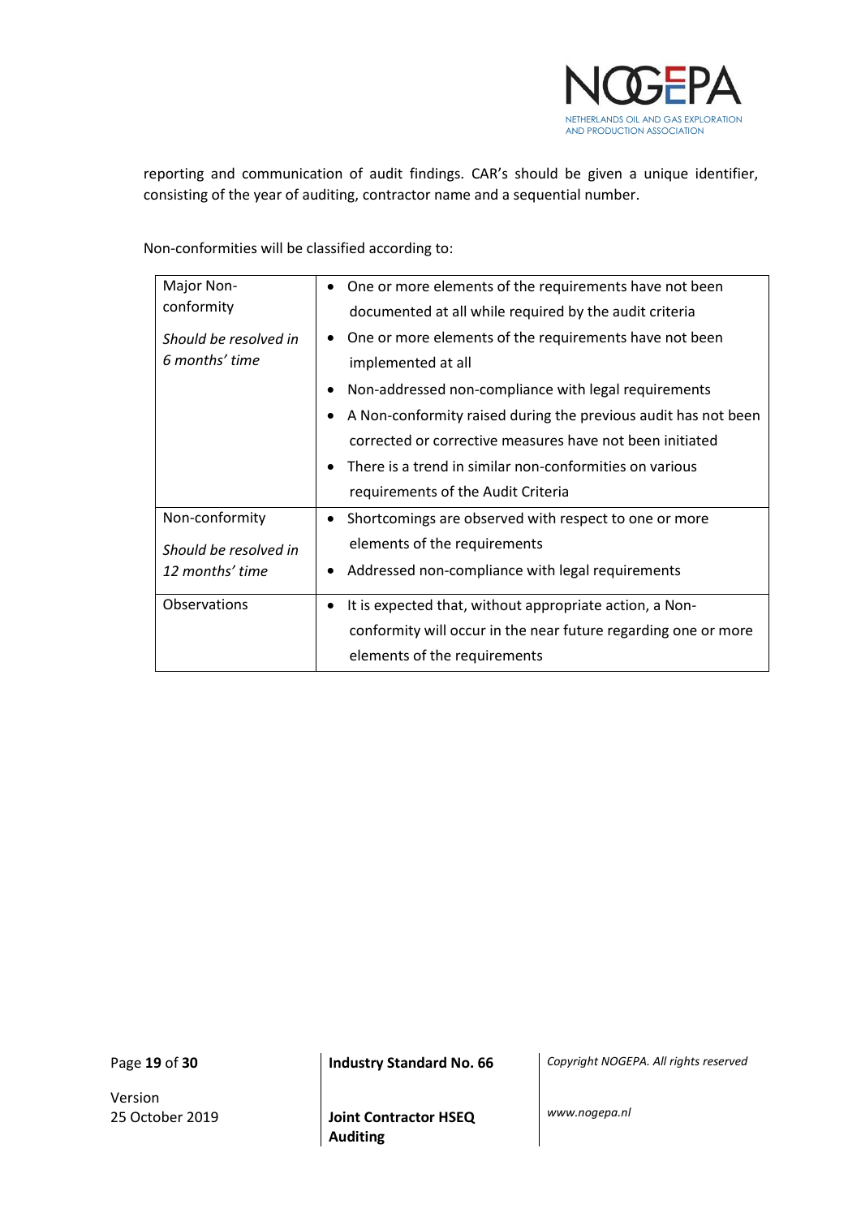reporting and communication of audit findings. CAR's should be given a unique identifier, consisting of the year of auditing, contractor name and a sequential number.

Non-conformities will be classified according to:

| | |
|---|---|
| Major Non-conformity<br><br>*Should be resolved in 6 months' time* | • One or more elements of the requirements have not been documented at all while required by the audit criteria<br>• One or more elements of the requirements have not been implemented at all<br>• Non-addressed non-compliance with legal requirements<br>• A Non-conformity raised during the previous audit has not been corrected or corrective measures have not been initiated<br>• There is a trend in similar non-conformities on various requirements of the Audit Criteria |
| Non-conformity<br><br>*Should be resolved in 12 months' time* | • Shortcomings are observed with respect to one or more elements of the requirements<br>• Addressed non-compliance with legal requirements |
| Observations | • It is expected that, without appropriate action, a Non-conformity will occur in the near future regarding one or more elements of the requirements |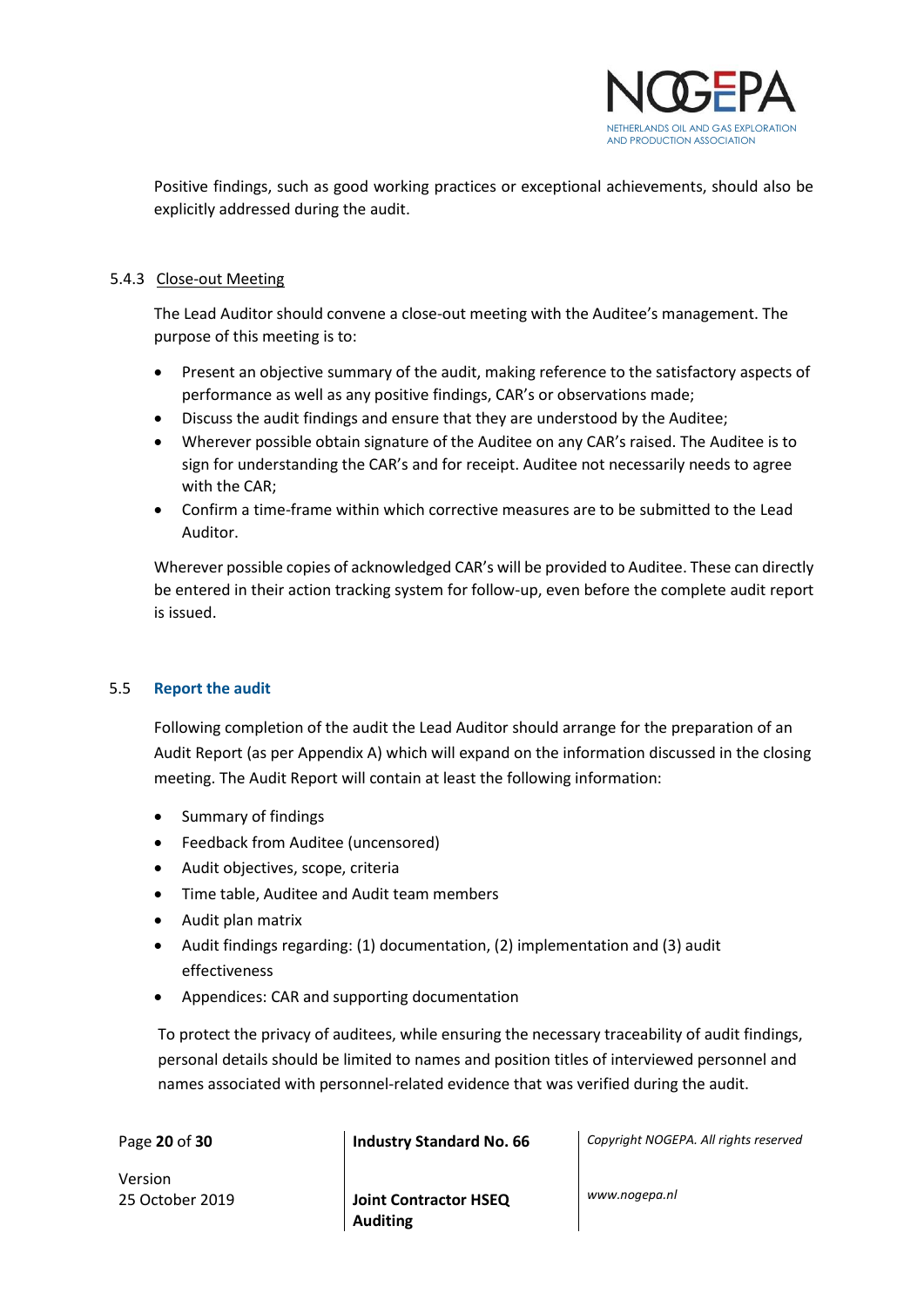Positive findings, such as good working practices or exceptional achievements, should also be explicitly addressed during the audit.

#### 5.4.3 Close-out Meeting

The Lead Auditor should convene a close-out meeting with the Auditee's management. The purpose of this meeting is to:

- Present an objective summary of the audit, making reference to the satisfactory aspects of performance as well as any positive findings, CAR's or observations made;
- Discuss the audit findings and ensure that they are understood by the Auditee;
- Wherever possible obtain signature of the Auditee on any CAR's raised. The Auditee is to sign for understanding the CAR's and for receipt. Auditee not necessarily needs to agree with the CAR;
- Confirm a time-frame within which corrective measures are to be submitted to the Lead Auditor.

Wherever possible copies of acknowledged CAR's will be provided to Auditee. These can directly be entered in their action tracking system for follow-up, even before the complete audit report is issued.

### 5.5 Report the audit

Following completion of the audit the Lead Auditor should arrange for the preparation of an Audit Report (as per Appendix A) which will expand on the information discussed in the closing meeting. The Audit Report will contain at least the following information:

- Summary of findings
- Feedback from Auditee (uncensored)
- Audit objectives, scope, criteria
- Time table, Auditee and Audit team members
- Audit plan matrix
- Audit findings regarding: (1) documentation, (2) implementation and (3) audit effectiveness
- Appendices: CAR and supporting documentation

To protect the privacy of auditees, while ensuring the necessary traceability of audit findings, personal details should be limited to names and position titles of interviewed personnel and names associated with personnel-related evidence that was verified during the audit.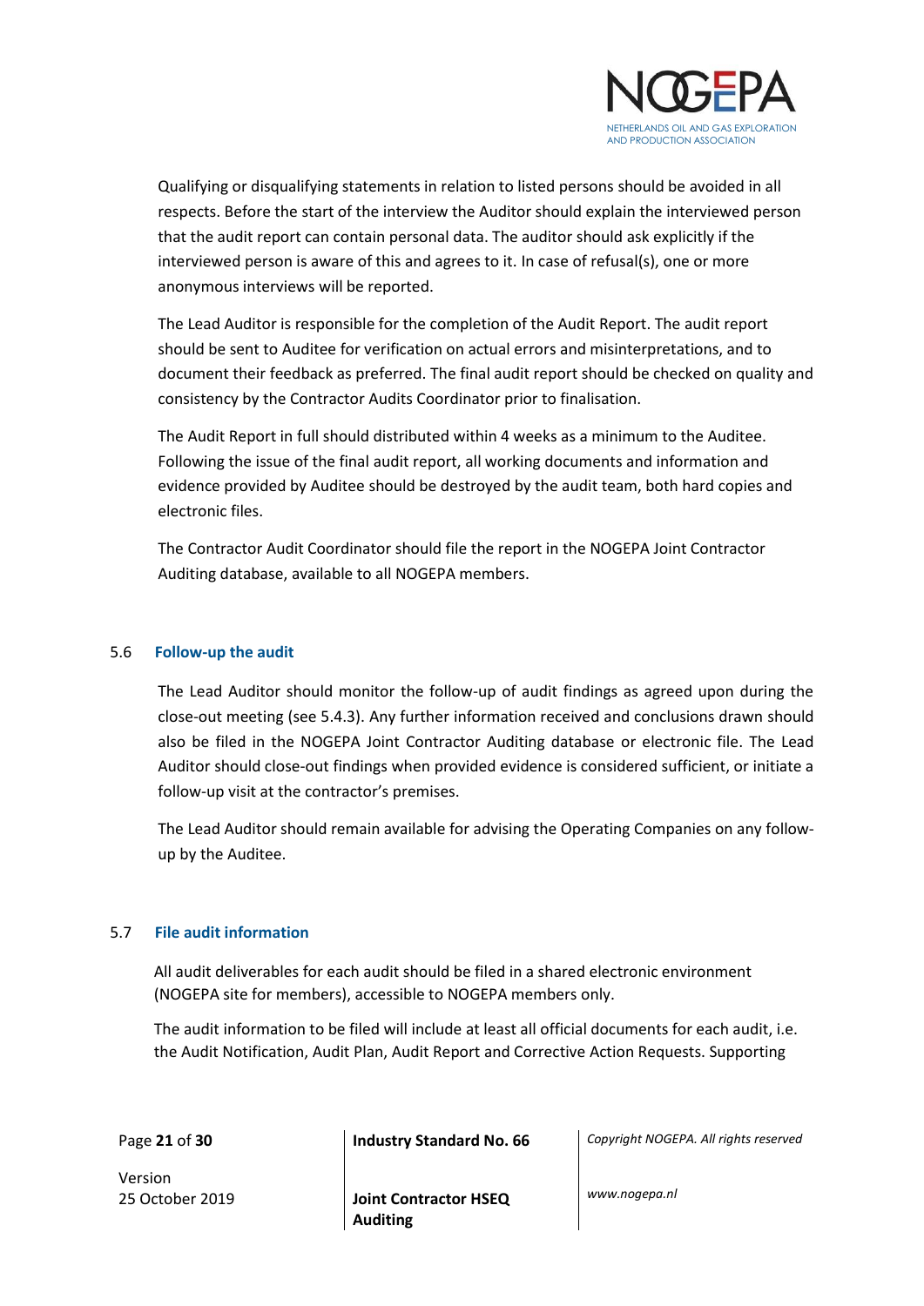Qualifying or disqualifying statements in relation to listed persons should be avoided in all respects. Before the start of the interview the Auditor should explain the interviewed person that the audit report can contain personal data. The auditor should ask explicitly if the interviewed person is aware of this and agrees to it. In case of refusal(s), one or more anonymous interviews will be reported.

The Lead Auditor is responsible for the completion of the Audit Report. The audit report should be sent to Auditee for verification on actual errors and misinterpretations, and to document their feedback as preferred. The final audit report should be checked on quality and consistency by the Contractor Audits Coordinator prior to finalisation.

The Audit Report in full should distributed within 4 weeks as a minimum to the Auditee. Following the issue of the final audit report, all working documents and information and evidence provided by Auditee should be destroyed by the audit team, both hard copies and electronic files.

The Contractor Audit Coordinator should file the report in the NOGEPA Joint Contractor Auditing database, available to all NOGEPA members.

### 5.6 Follow-up the audit

The Lead Auditor should monitor the follow-up of audit findings as agreed upon during the close-out meeting (see 5.4.3). Any further information received and conclusions drawn should also be filed in the NOGEPA Joint Contractor Auditing database or electronic file. The Lead Auditor should close-out findings when provided evidence is considered sufficient, or initiate a follow-up visit at the contractor's premises.

The Lead Auditor should remain available for advising the Operating Companies on any follow-up by the Auditee.

### 5.7 File audit information

All audit deliverables for each audit should be filed in a shared electronic environment (NOGEPA site for members), accessible to NOGEPA members only.

The audit information to be filed will include at least all official documents for each audit, i.e. the Audit Notification, Audit Plan, Audit Report and Corrective Action Requests. Supporting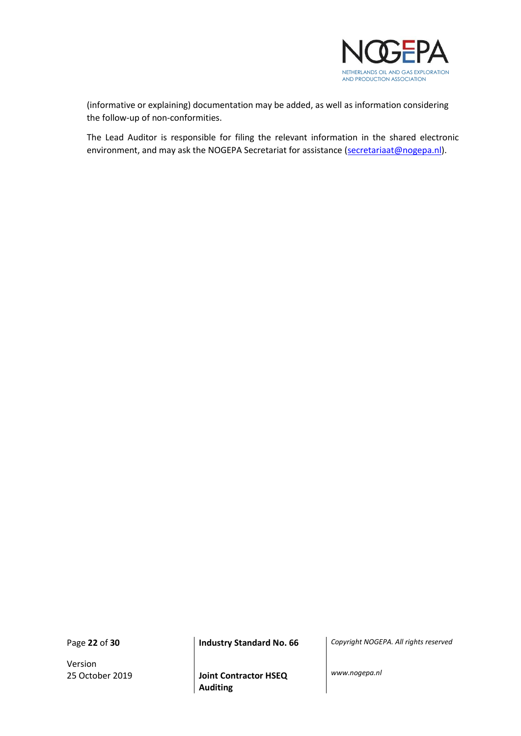(informative or explaining) documentation may be added, as well as information considering the follow-up of non-conformities.

The Lead Auditor is responsible for filing the relevant information in the shared electronic environment, and may ask the NOGEPA Secretariat for assistance (secretariaat@nogepa.nl).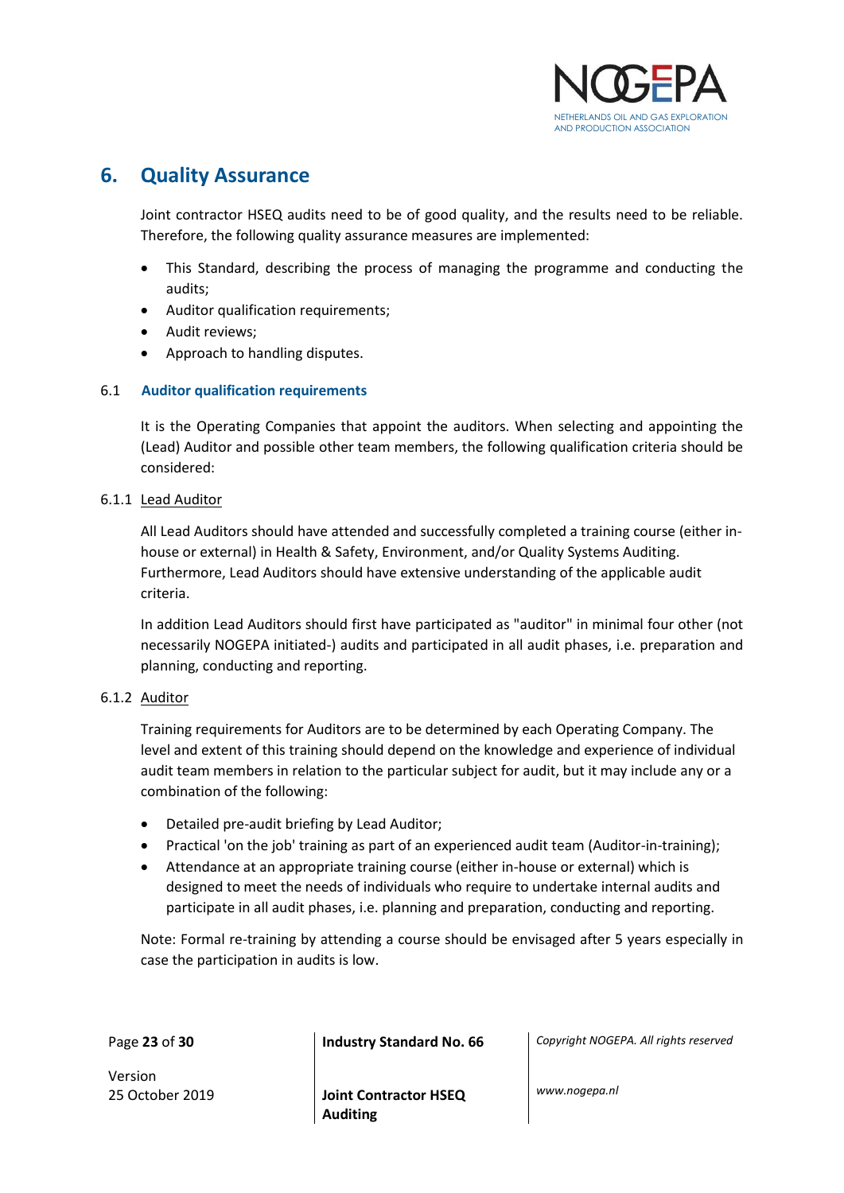# 6. Quality Assurance

Joint contractor HSEQ audits need to be of good quality, and the results need to be reliable. Therefore, the following quality assurance measures are implemented:

- This Standard, describing the process of managing the programme and conducting the audits;
- Auditor qualification requirements;
- Audit reviews;
- Approach to handling disputes.

## 6.1 Auditor qualification requirements

It is the Operating Companies that appoint the auditors. When selecting and appointing the (Lead) Auditor and possible other team members, the following qualification criteria should be considered:

### 6.1.1 Lead Auditor

All Lead Auditors should have attended and successfully completed a training course (either in-house or external) in Health & Safety, Environment, and/or Quality Systems Auditing. Furthermore, Lead Auditors should have extensive understanding of the applicable audit criteria.

In addition Lead Auditors should first have participated as "auditor" in minimal four other (not necessarily NOGEPA initiated-) audits and participated in all audit phases, i.e. preparation and planning, conducting and reporting.

### 6.1.2 Auditor

Training requirements for Auditors are to be determined by each Operating Company. The level and extent of this training should depend on the knowledge and experience of individual audit team members in relation to the particular subject for audit, but it may include any or a combination of the following:

- Detailed pre-audit briefing by Lead Auditor;
- Practical 'on the job' training as part of an experienced audit team (Auditor-in-training);
- Attendance at an appropriate training course (either in-house or external) which is designed to meet the needs of individuals who require to undertake internal audits and participate in all audit phases, i.e. planning and preparation, conducting and reporting.

Note: Formal re-training by attending a course should be envisaged after 5 years especially in case the participation in audits is low.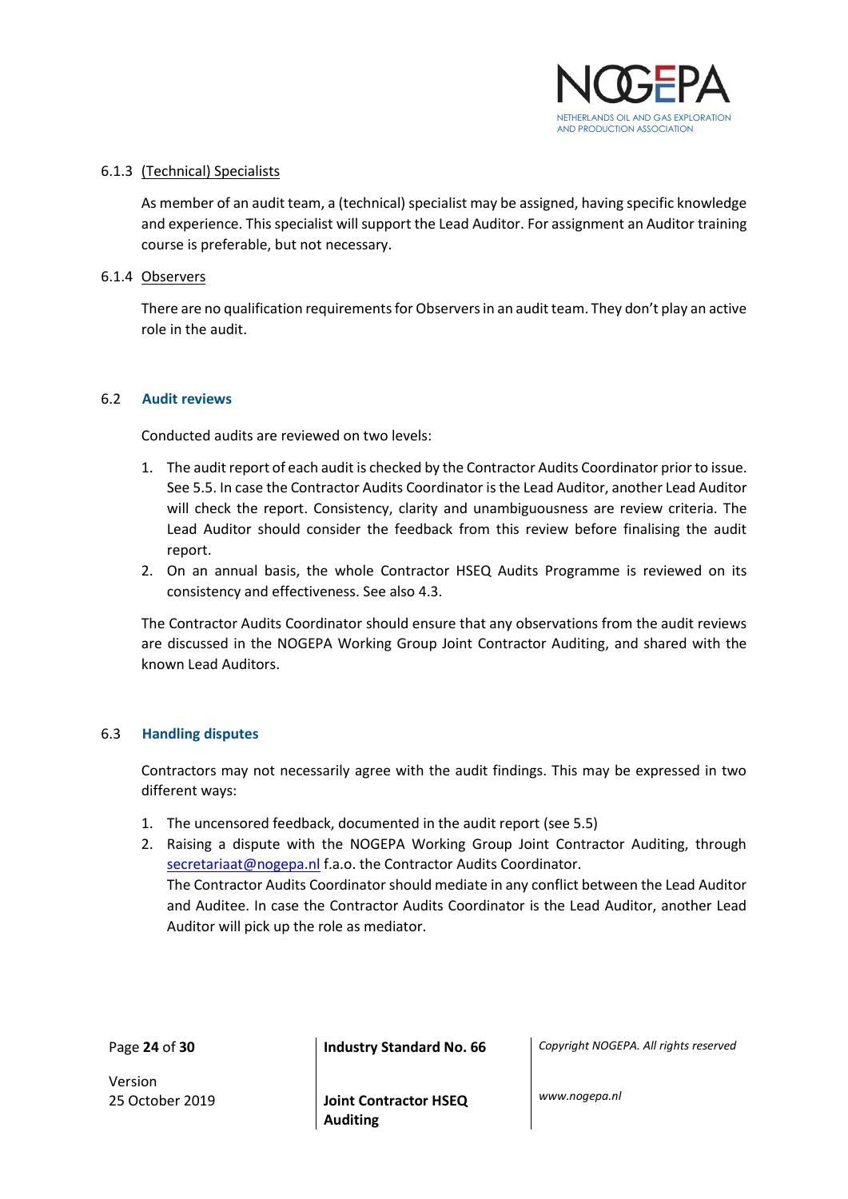#### 6.1.3 (Technical) Specialists

As member of an audit team, a (technical) specialist may be assigned, having specific knowledge and experience. This specialist will support the Lead Auditor. For assignment an Auditor training course is preferable, but not necessary.

#### 6.1.4 Observers

There are no qualification requirements for Observers in an audit team. They don't play an active role in the audit.

### 6.2 Audit reviews

Conducted audits are reviewed on two levels:

1. The audit report of each audit is checked by the Contractor Audits Coordinator prior to issue. See 5.5. In case the Contractor Audits Coordinator is the Lead Auditor, another Lead Auditor will check the report. Consistency, clarity and unambiguousness are review criteria. The Lead Auditor should consider the feedback from this review before finalising the audit report.
2. On an annual basis, the whole Contractor HSEQ Audits Programme is reviewed on its consistency and effectiveness. See also 4.3.

The Contractor Audits Coordinator should ensure that any observations from the audit reviews are discussed in the NOGEPA Working Group Joint Contractor Auditing, and shared with the known Lead Auditors.

### 6.3 Handling disputes

Contractors may not necessarily agree with the audit findings. This may be expressed in two different ways:

1. The uncensored feedback, documented in the audit report (see 5.5)
2. Raising a dispute with the NOGEPA Working Group Joint Contractor Auditing, through secretariaat@nogepa.nl f.a.o. the Contractor Audits Coordinator.
   The Contractor Audits Coordinator should mediate in any conflict between the Lead Auditor and Auditee. In case the Contractor Audits Coordinator is the Lead Auditor, another Lead Auditor will pick up the role as mediator.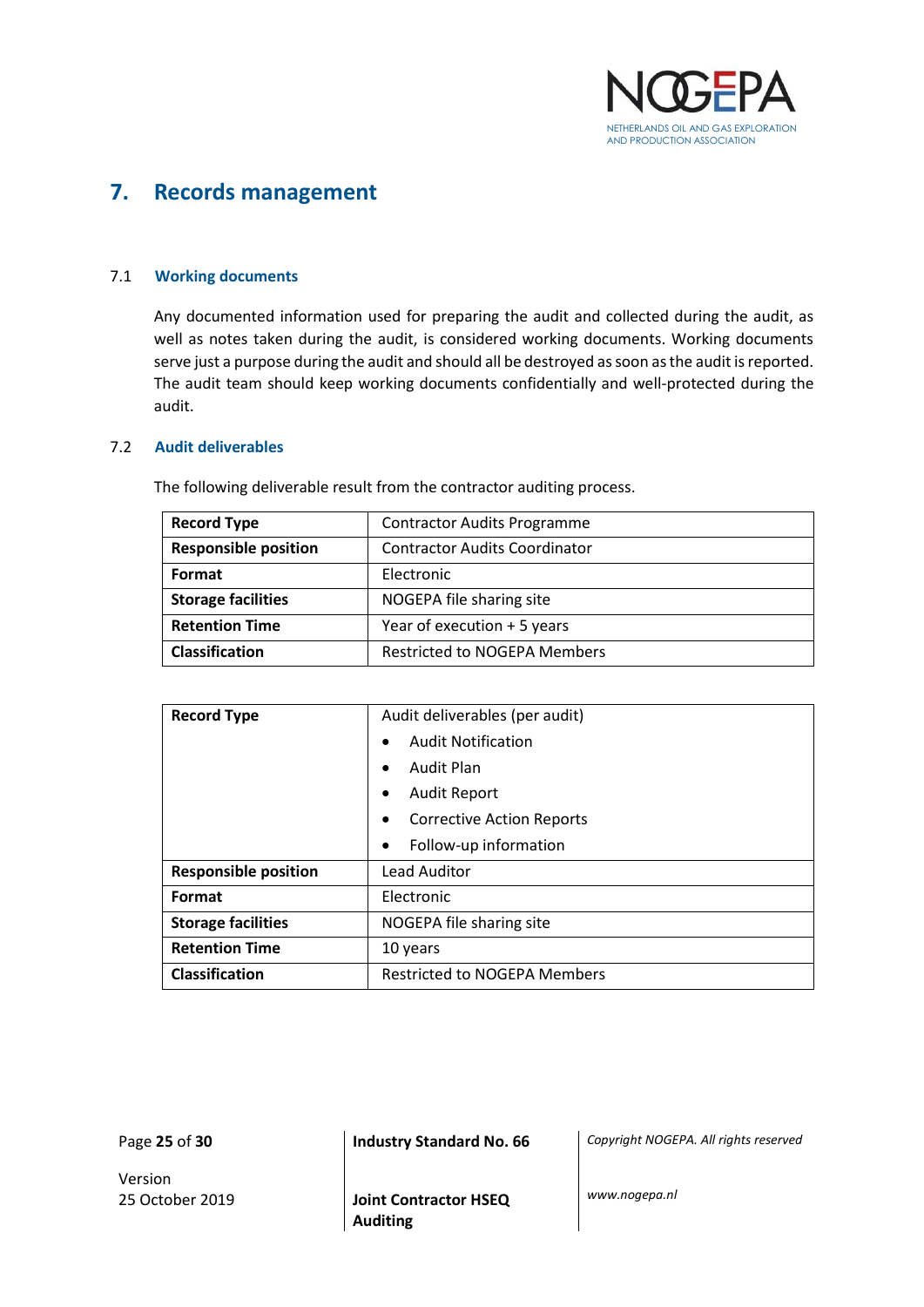# 7. Records management

## 7.1 Working documents

Any documented information used for preparing the audit and collected during the audit, as well as notes taken during the audit, is considered working documents. Working documents serve just a purpose during the audit and should all be destroyed as soon as the audit is reported. The audit team should keep working documents confidentially and well-protected during the audit.

## 7.2 Audit deliverables

The following deliverable result from the contractor auditing process.

| **Record Type** | Contractor Audits Programme |
|---|---|
| **Responsible position** | Contractor Audits Coordinator |
| **Format** | Electronic |
| **Storage facilities** | NOGEPA file sharing site |
| **Retention Time** | Year of execution + 5 years |
| **Classification** | Restricted to NOGEPA Members |

| **Record Type** | Audit deliverables (per audit)<br>• Audit Notification<br>• Audit Plan<br>• Audit Report<br>• Corrective Action Reports<br>• Follow-up information |
|---|---|
| **Responsible position** | Lead Auditor |
| **Format** | Electronic |
| **Storage facilities** | NOGEPA file sharing site |
| **Retention Time** | 10 years |
| **Classification** | Restricted to NOGEPA Members |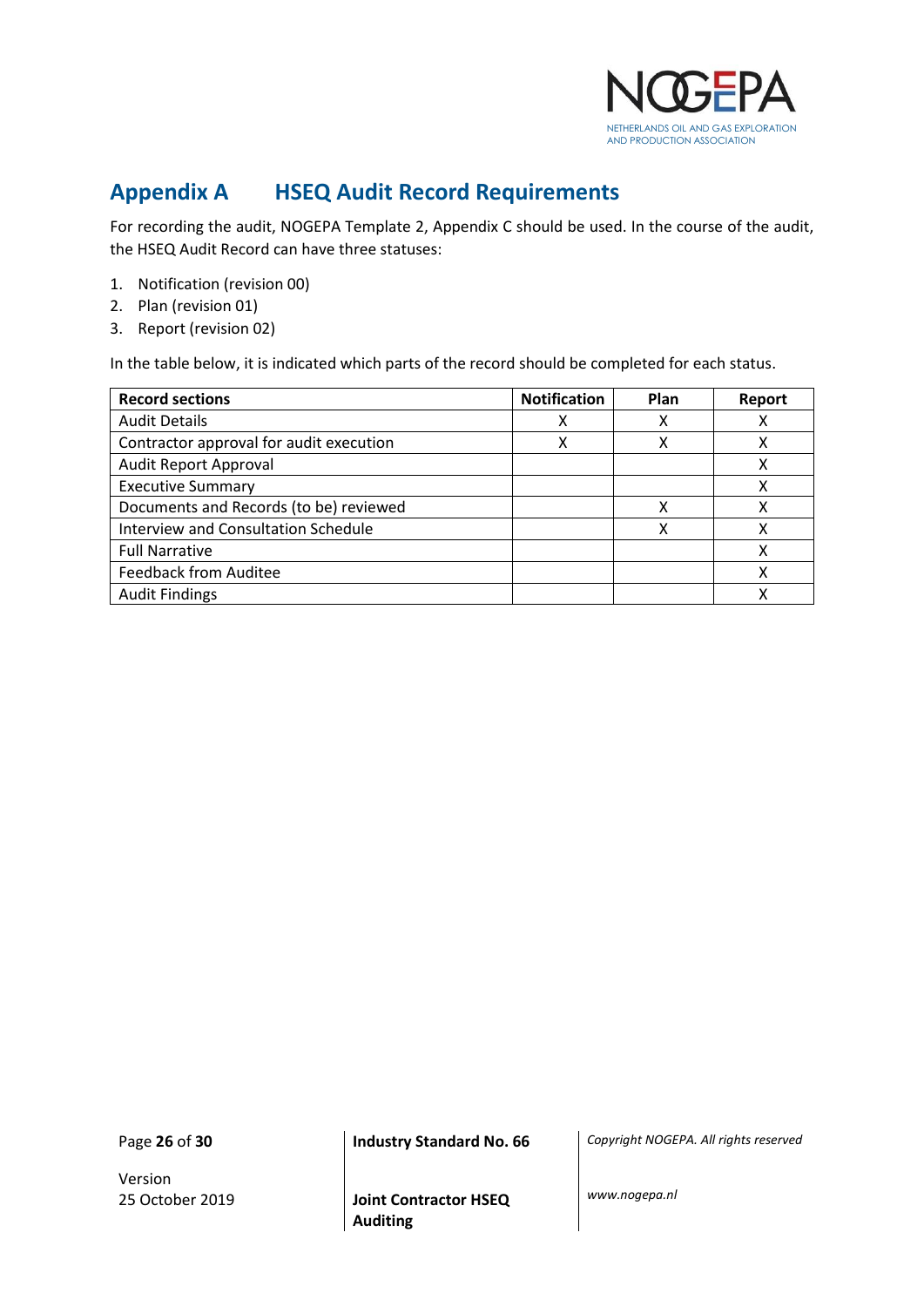## Appendix A HSEQ Audit Record Requirements

For recording the audit, NOGEPA Template 2, Appendix C should be used. In the course of the audit, the HSEQ Audit Record can have three statuses:

1. Notification (revision 00)
2. Plan (revision 01)
3. Report (revision 02)

In the table below, it is indicated which parts of the record should be completed for each status.

| Record sections | Notification | Plan | Report |
|---|---|---|---|
| Audit Details | X | X | X |
| Contractor approval for audit execution | X | X | X |
| Audit Report Approval | | | X |
| Executive Summary | | | X |
| Documents and Records (to be) reviewed | | X | X |
| Interview and Consultation Schedule | | X | X |
| Full Narrative | | | X |
| Feedback from Auditee | | | X |
| Audit Findings | | | X |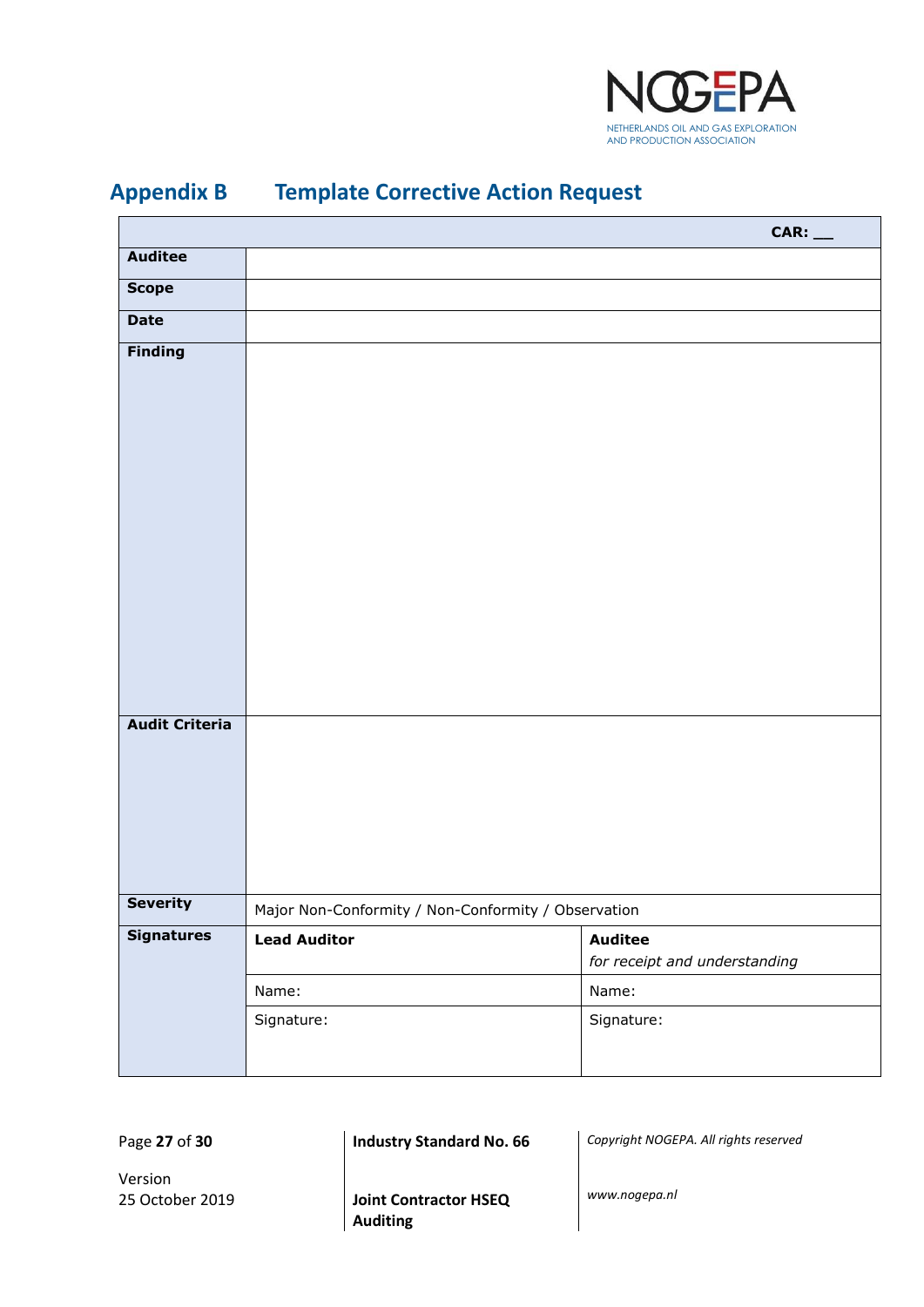# Appendix B Template Corrective Action Request

| | | CAR: __ |
|---|---|---|
| **Auditee** | | |
| **Scope** | | |
| **Date** | | |
| **Finding** | | |
| **Audit Criteria** | | |
| **Severity** | Major Non-Conformity / Non-Conformity / Observation | |
| **Signatures** | **Lead Auditor** | **Auditee**<br>*for receipt and understanding* |
| | Name: | Name: |
| | Signature: | Signature: |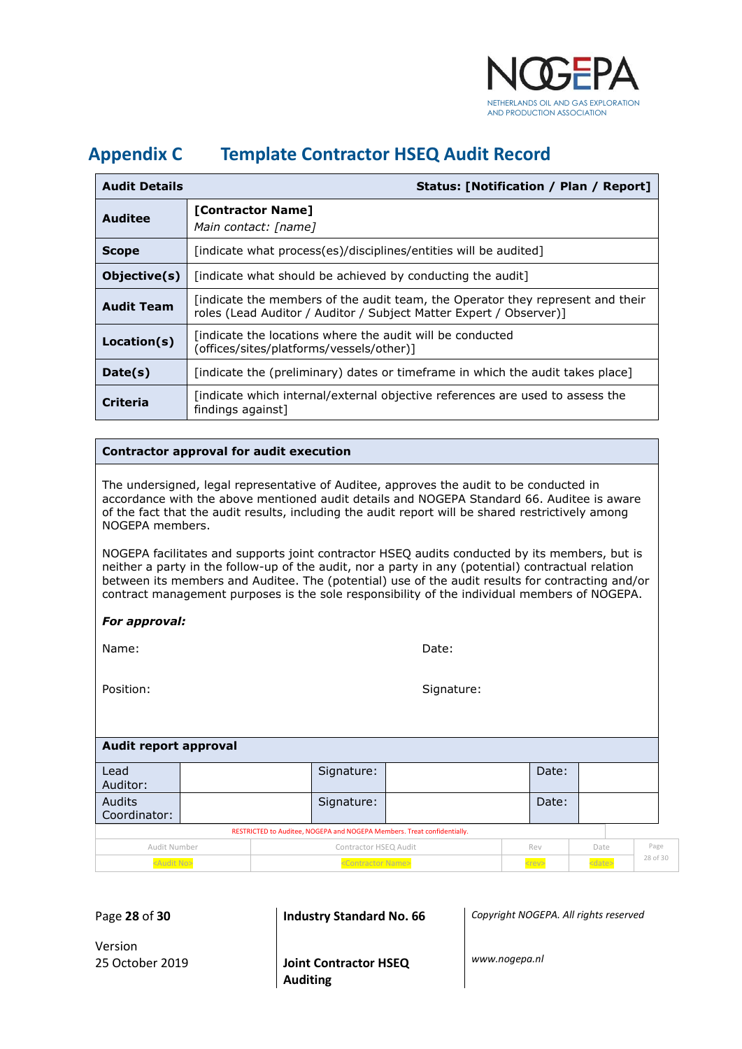# Appendix C Template Contractor HSEQ Audit Record

| **Audit Details** | **Status: [Notification / Plan / Report]** |
|---|---|
| **Auditee** | **[Contractor Name]**<br>*Main contact: [name]* |
| **Scope** | [indicate what process(es)/disciplines/entities will be audited] |
| **Objective(s)** | [indicate what should be achieved by conducting the audit] |
| **Audit Team** | [indicate the members of the audit team, the Operator they represent and their roles (Lead Auditor / Auditor / Subject Matter Expert / Observer)] |
| **Location(s)** | [indicate the locations where the audit will be conducted (offices/sites/platforms/vessels/other)] |
| **Date(s)** | [indicate the (preliminary) dates or timeframe in which the audit takes place] |
| **Criteria** | [indicate which internal/external objective references are used to assess the findings against] |

**Contractor approval for audit execution**

The undersigned, legal representative of Auditee, approves the audit to be conducted in accordance with the above mentioned audit details and NOGEPA Standard 66. Auditee is aware of the fact that the audit results, including the audit report will be shared restrictively among NOGEPA members.

NOGEPA facilitates and supports joint contractor HSEQ audits conducted by its members, but is neither a party in the follow-up of the audit, nor a party in any (potential) contractual relation between its members and Auditee. The (potential) use of the audit results for contracting and/or contract management purposes is the sole responsibility of the individual members of NOGEPA.

***For approval:***

Name: Date:

Position: Signature:

**Audit report approval**

| Lead Auditor: | | Signature: | | Date: | |
|---|---|---|---|---|---|
| Audits Coordinator: | | Signature: | | Date: | |

RESTRICTED to Auditee, NOGEPA and NOGEPA Members. Treat confidentially.

| Audit Number | Contractor HSEQ Audit | Rev | Date | Page |
|---|---|---|---|---|
| <Audit No> | <Contractor Name> | <rev> | <date> | 28 of 30 |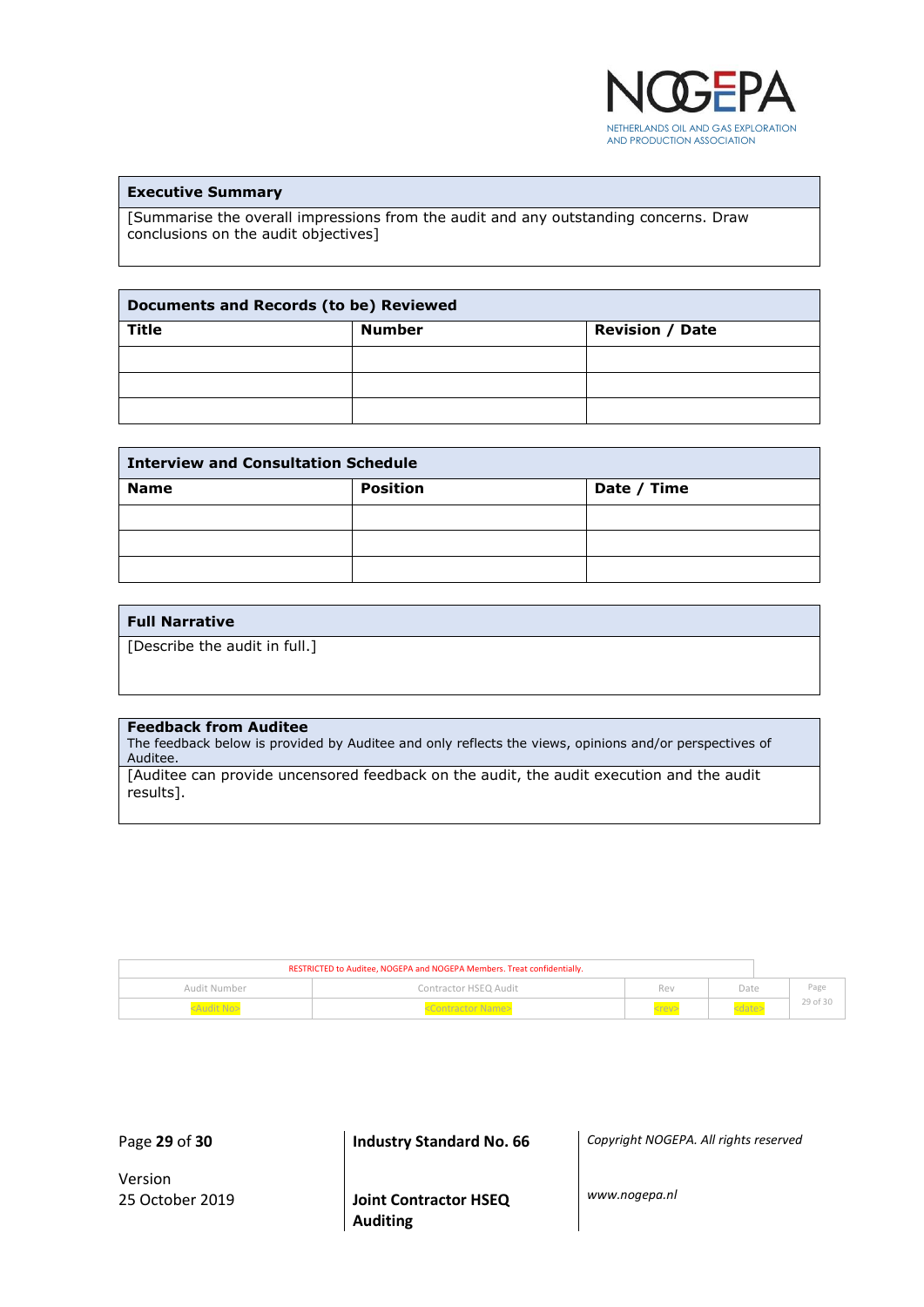| Executive Summary |
|---|
| [Summarise the overall impressions from the audit and any outstanding concerns. Draw conclusions on the audit objectives] |

| Documents and Records (to be) Reviewed | | |
|---|---|---|
| **Title** | **Number** | **Revision / Date** |
| | | |
| | | |
| | | |

| Interview and Consultation Schedule | | |
|---|---|---|
| **Name** | **Position** | **Date / Time** |
| | | |
| | | |
| | | |

| Full Narrative |
|---|
| [Describe the audit in full.] |

| **Feedback from Auditee**<br>The feedback below is provided by Auditee and only reflects the views, opinions and/or perspectives of Auditee. |
|---|
| [Auditee can provide uncensored feedback on the audit, the audit execution and the audit results]. |

RESTRICTED to Auditee, NOGEPA and NOGEPA Members. Treat confidentially.

| Audit Number | Contractor HSEQ Audit | Rev | Date | Page |
|---|---|---|---|---|
| <Audit No> | <Contractor Name> | <rev> | <date> | 29 of 30 |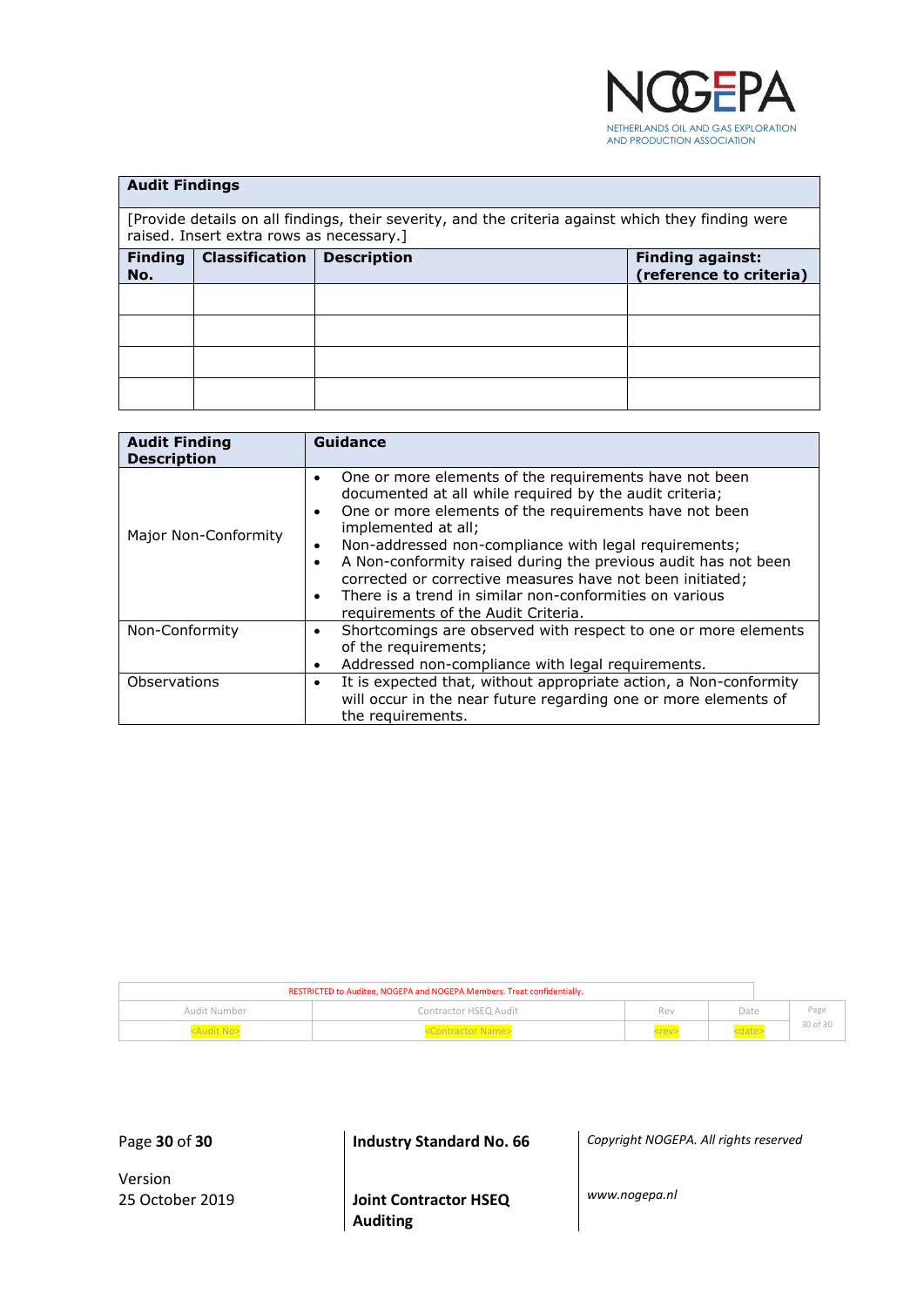| Audit Findings | | | |
|---|---|---|---|
| [Provide details on all findings, their severity, and the criteria against which they finding were raised. Insert extra rows as necessary.] | | | |
| **Finding No.** | **Classification** | **Description** | **Finding against: (reference to criteria)** |
| | | | |
| | | | |
| | | | |
| | | | |

| Audit Finding Description | Guidance |
|---|---|
| Major Non-Conformity | • One or more elements of the requirements have not been documented at all while required by the audit criteria;<br>• One or more elements of the requirements have not been implemented at all;<br>• Non-addressed non-compliance with legal requirements;<br>• A Non-conformity raised during the previous audit has not been corrected or corrective measures have not been initiated;<br>• There is a trend in similar non-conformities on various requirements of the Audit Criteria. |
| Non-Conformity | • Shortcomings are observed with respect to one or more elements of the requirements;<br>• Addressed non-compliance with legal requirements. |
| Observations | • It is expected that, without appropriate action, a Non-conformity will occur in the near future regarding one or more elements of the requirements. |